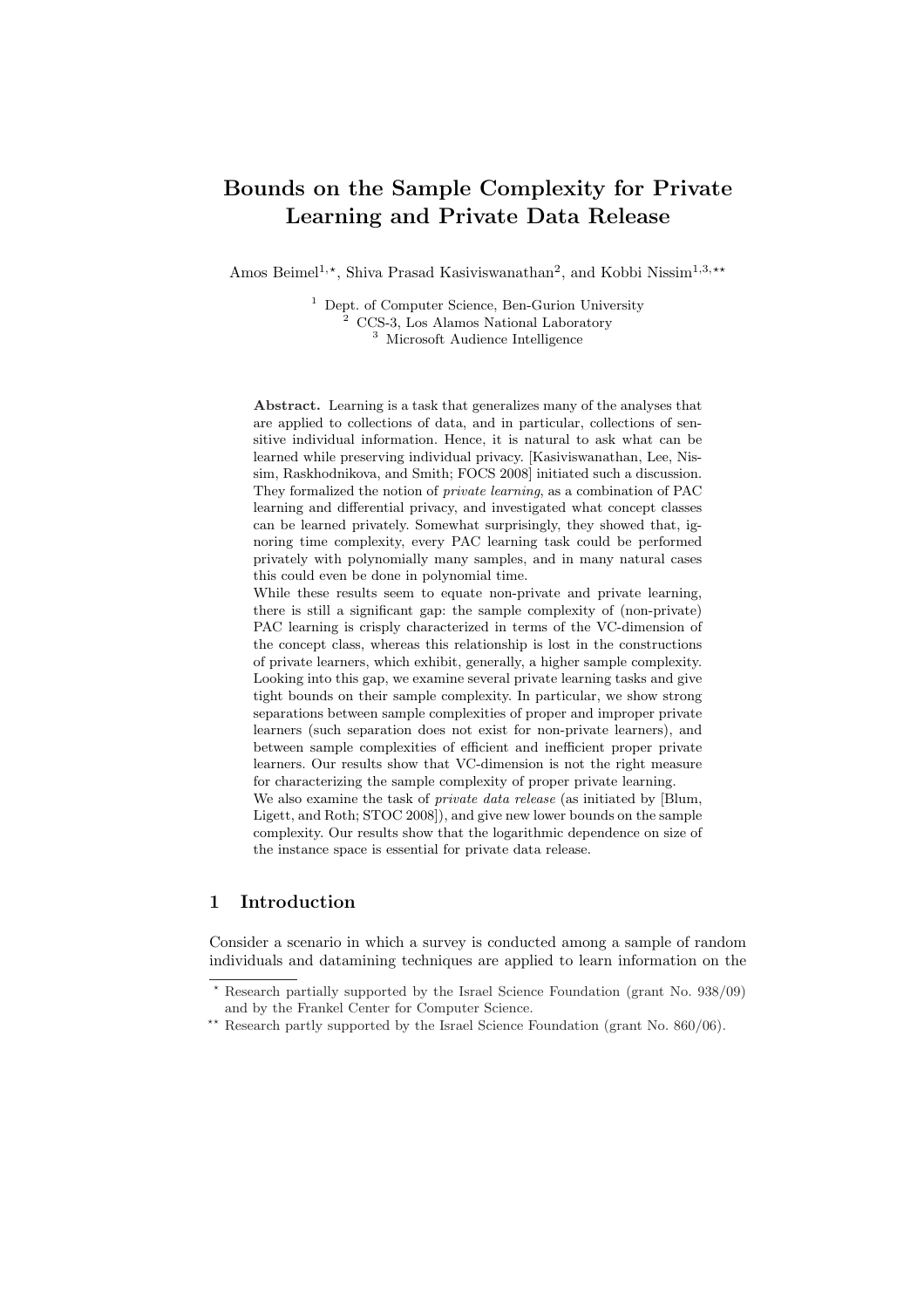# Bounds on the Sample Complexity for Private Learning and Private Data Release

Amos Beimel[1,⋆], Shiva Prasad Kasiviswanathan[2], and Kobbi Nissim[1,3,⋆⋆]

[1] Dept. of Computer Science, Ben-Gurion University
[2] CCS-3, Los Alamos National Laboratory
[3] Microsoft Audience Intelligence

**Abstract.** Learning is a task that generalizes many of the analyses that are applied to collections of data, and in particular, collections of sensitive individual information. Hence, it is natural to ask what can be learned while preserving individual privacy. [Kasiviswanathan, Lee, Nissim, Raskhodnikova, and Smith; FOCS 2008] initiated such a discussion. They formalized the notion of *private learning*, as a combination of PAC learning and differential privacy, and investigated what concept classes can be learned privately. Somewhat surprisingly, they showed that, ignoring time complexity, every PAC learning task could be performed privately with polynomially many samples, and in many natural cases this could even be done in polynomial time.

While these results seem to equate non-private and private learning, there is still a significant gap: the sample complexity of (non-private) PAC learning is crisply characterized in terms of the VC-dimension of the concept class, whereas this relationship is lost in the constructions of private learners, which exhibit, generally, a higher sample complexity. Looking into this gap, we examine several private learning tasks and give tight bounds on their sample complexity. In particular, we show strong separations between sample complexities of proper and improper private learners (such separation does not exist for non-private learners), and between sample complexities of efficient and inefficient proper private learners. Our results show that VC-dimension is not the right measure for characterizing the sample complexity of proper private learning.

We also examine the task of *private data release* (as initiated by [Blum, Ligett, and Roth; STOC 2008]), and give new lower bounds on the sample complexity. Our results show that the logarithmic dependence on size of the instance space is essential for private data release.

## 1 Introduction

Consider a scenario in which a survey is conducted among a sample of random individuals and datamining techniques are applied to learn information on the

---

⋆ Research partially supported by the Israel Science Foundation (grant No. 938/09) and by the Frankel Center for Computer Science.

⋆⋆ Research partly supported by the Israel Science Foundation (grant No. 860/06).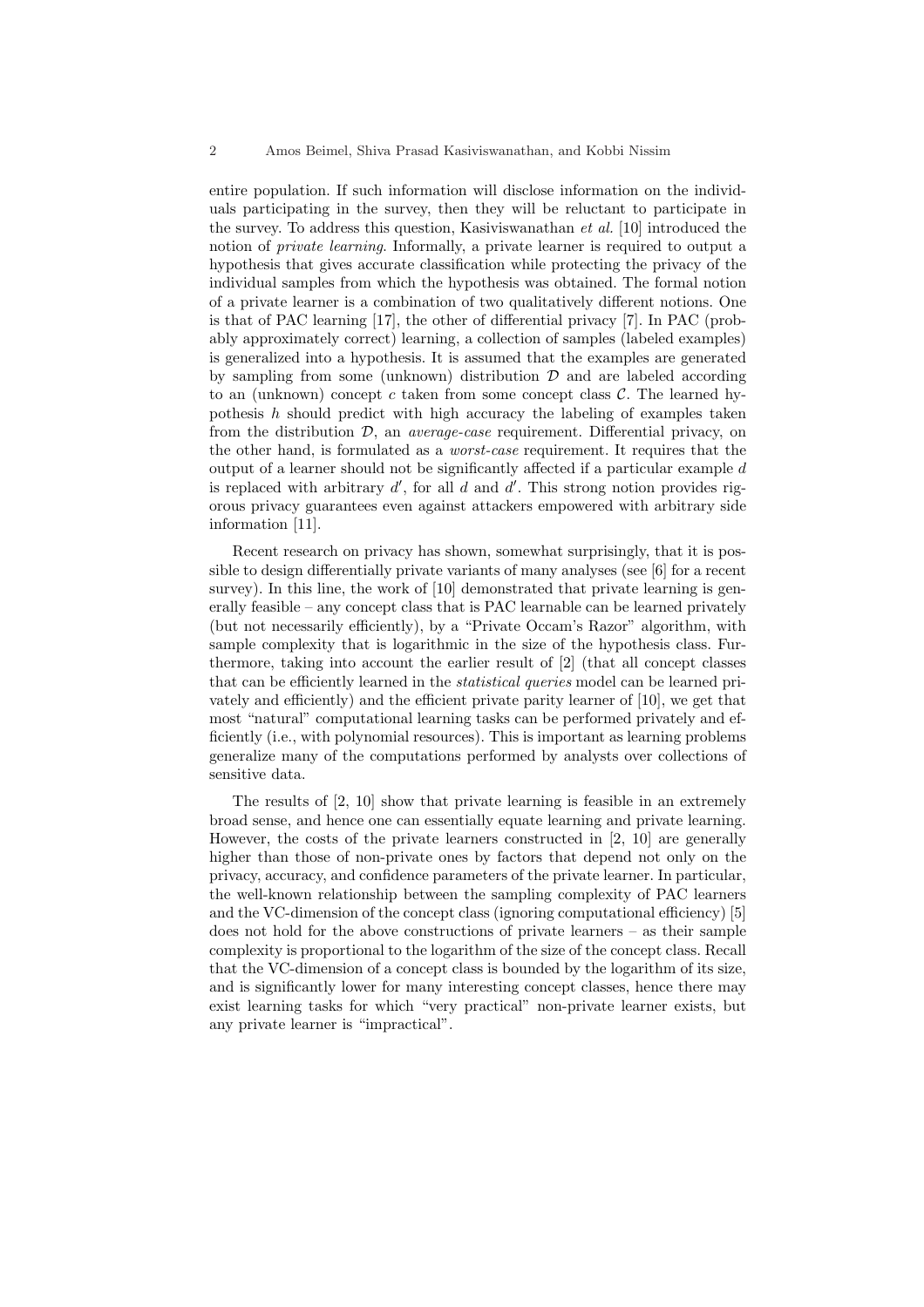entire population. If such information will disclose information on the individuals participating in the survey, then they will be reluctant to participate in the survey. To address this question, Kasiviswanathan *et al.* [10] introduced the notion of *private learning*. Informally, a private learner is required to output a hypothesis that gives accurate classification while protecting the privacy of the individual samples from which the hypothesis was obtained. The formal notion of a private learner is a combination of two qualitatively different notions. One is that of PAC learning [17], the other of differential privacy [7]. In PAC (probably approximately correct) learning, a collection of samples (labeled examples) is generalized into a hypothesis. It is assumed that the examples are generated by sampling from some (unknown) distribution $\mathcal{D}$ and are labeled according to an (unknown) concept $c$ taken from some concept class $\mathcal{C}$. The learned hypothesis $h$ should predict with high accuracy the labeling of examples taken from the distribution $\mathcal{D}$, an *average-case* requirement. Differential privacy, on the other hand, is formulated as a *worst-case* requirement. It requires that the output of a learner should not be significantly affected if a particular example $d$ is replaced with arbitrary $d'$, for all $d$ and $d'$. This strong notion provides rigorous privacy guarantees even against attackers empowered with arbitrary side information [11].

Recent research on privacy has shown, somewhat surprisingly, that it is possible to design differentially private variants of many analyses (see [6] for a recent survey). In this line, the work of [10] demonstrated that private learning is generally feasible – any concept class that is PAC learnable can be learned privately (but not necessarily efficiently), by a "Private Occam's Razor" algorithm, with sample complexity that is logarithmic in the size of the hypothesis class. Furthermore, taking into account the earlier result of [2] (that all concept classes that can be efficiently learned in the *statistical queries* model can be learned privately and efficiently) and the efficient private parity learner of [10], we get that most "natural" computational learning tasks can be performed privately and efficiently (i.e., with polynomial resources). This is important as learning problems generalize many of the computations performed by analysts over collections of sensitive data.

The results of [2, 10] show that private learning is feasible in an extremely broad sense, and hence one can essentially equate learning and private learning. However, the costs of the private learners constructed in [2, 10] are generally higher than those of non-private ones by factors that depend not only on the privacy, accuracy, and confidence parameters of the private learner. In particular, the well-known relationship between the sampling complexity of PAC learners and the VC-dimension of the concept class (ignoring computational efficiency) [5] does not hold for the above constructions of private learners – as their sample complexity is proportional to the logarithm of the size of the concept class. Recall that the VC-dimension of a concept class is bounded by the logarithm of its size, and is significantly lower for many interesting concept classes, hence there may exist learning tasks for which "very practical" non-private learner exists, but any private learner is "impractical".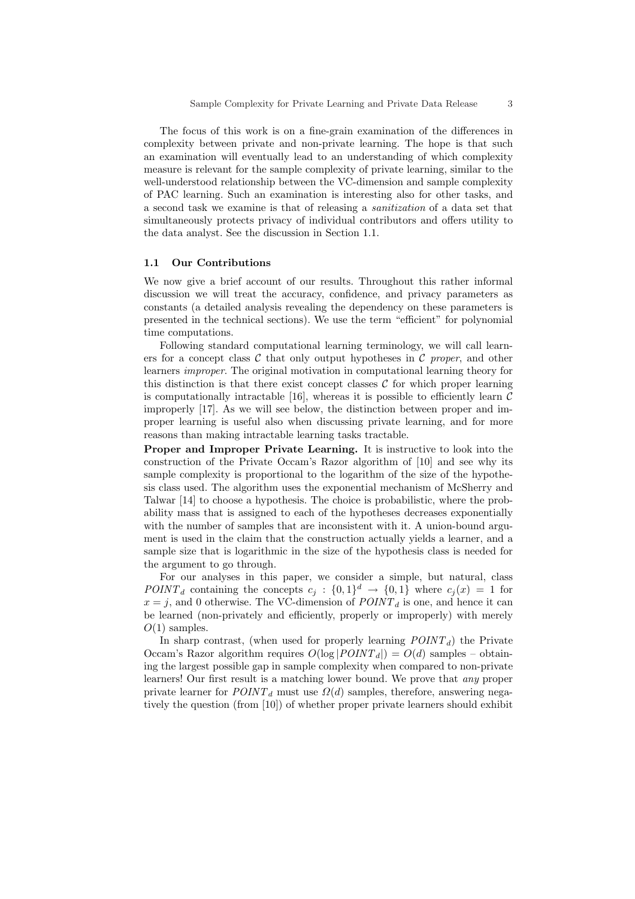The focus of this work is on a fine-grain examination of the differences in complexity between private and non-private learning. The hope is that such an examination will eventually lead to an understanding of which complexity measure is relevant for the sample complexity of private learning, similar to the well-understood relationship between the VC-dimension and sample complexity of PAC learning. Such an examination is interesting also for other tasks, and a second task we examine is that of releasing a *sanitization* of a data set that simultaneously protects privacy of individual contributors and offers utility to the data analyst. See the discussion in Section 1.1.

### 1.1 Our Contributions

We now give a brief account of our results. Throughout this rather informal discussion we will treat the accuracy, confidence, and privacy parameters as constants (a detailed analysis revealing the dependency on these parameters is presented in the technical sections). We use the term "efficient" for polynomial time computations.

Following standard computational learning terminology, we will call learners for a concept class $\mathcal{C}$ that only output hypotheses in $\mathcal{C}$ *proper*, and other learners *improper*. The original motivation in computational learning theory for this distinction is that there exist concept classes $\mathcal{C}$ for which proper learning is computationally intractable [16], whereas it is possible to efficiently learn $\mathcal{C}$ improperly [17]. As we will see below, the distinction between proper and improper learning is useful also when discussing private learning, and for more reasons than making intractable learning tasks tractable.

**Proper and Improper Private Learning.** It is instructive to look into the construction of the Private Occam's Razor algorithm of [10] and see why its sample complexity is proportional to the logarithm of the size of the hypothesis class used. The algorithm uses the exponential mechanism of McSherry and Talwar [14] to choose a hypothesis. The choice is probabilistic, where the probability mass that is assigned to each of the hypotheses decreases exponentially with the number of samples that are inconsistent with it. A union-bound argument is used in the claim that the construction actually yields a learner, and a sample size that is logarithmic in the size of the hypothesis class is needed for the argument to go through.

For our analyses in this paper, we consider a simple, but natural, class $POINT_d$ containing the concepts $c_j : \{0,1\}^d \rightarrow \{0,1\}$ where $c_j(x) = 1$ for $x = j$, and 0 otherwise. The VC-dimension of $POINT_d$ is one, and hence it can be learned (non-privately and efficiently, properly or improperly) with merely $O(1)$ samples.

In sharp contrast, (when used for properly learning $POINT_d$) the Private Occam's Razor algorithm requires $O(\log|POINT_d|) = O(d)$ samples – obtaining the largest possible gap in sample complexity when compared to non-private learners! Our first result is a matching lower bound. We prove that *any* proper private learner for $POINT_d$ must use $\Omega(d)$ samples, therefore, answering negatively the question (from [10]) of whether proper private learners should exhibit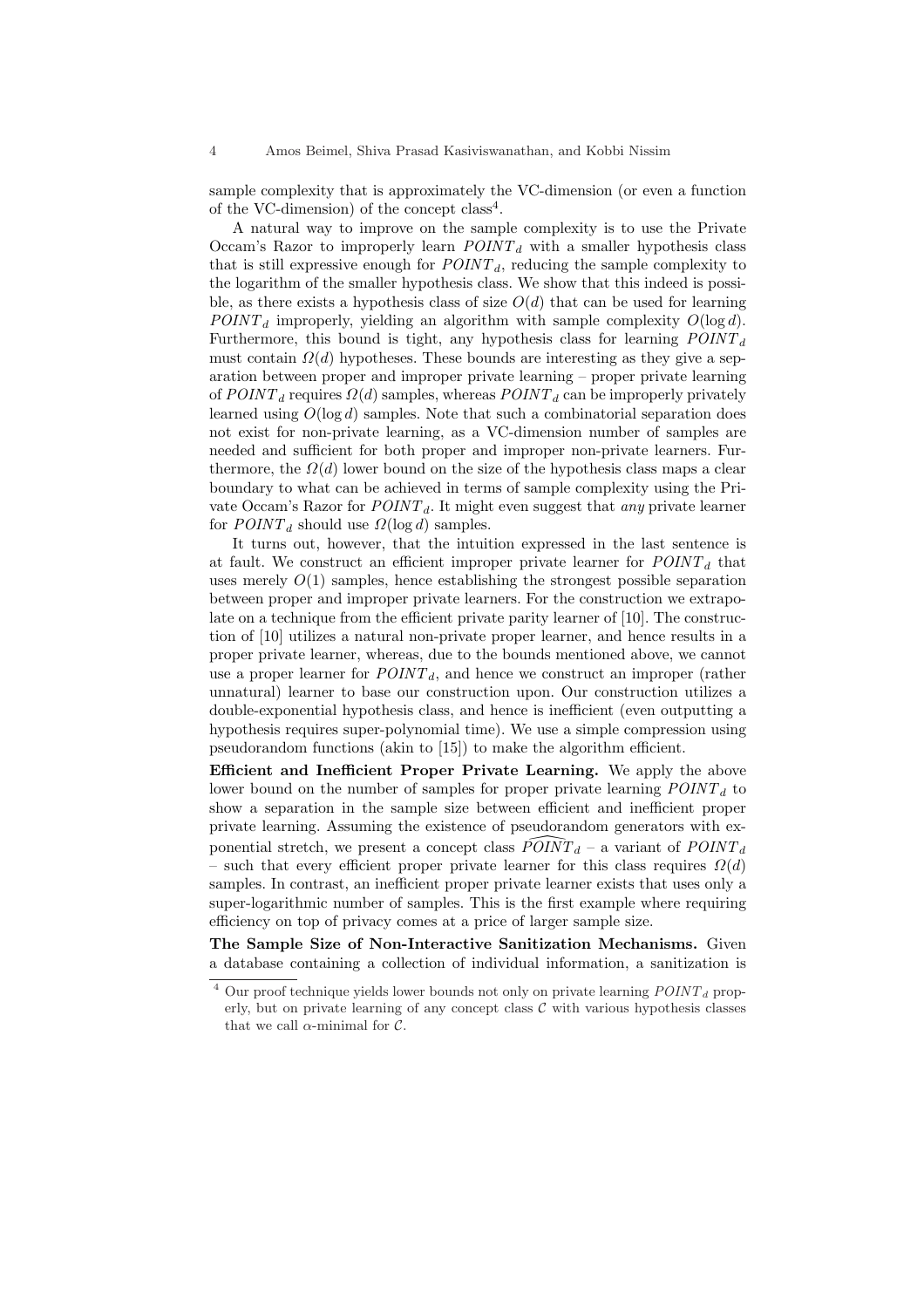sample complexity that is approximately the VC-dimension (or even a function of the VC-dimension) of the concept class[4].

A natural way to improve on the sample complexity is to use the Private Occam's Razor to improperly learn $POINT_d$ with a smaller hypothesis class that is still expressive enough for $POINT_d$, reducing the sample complexity to the logarithm of the smaller hypothesis class. We show that this indeed is possible, as there exists a hypothesis class of size $O(d)$ that can be used for learning $POINT_d$ improperly, yielding an algorithm with sample complexity $O(\log d)$. Furthermore, this bound is tight, any hypothesis class for learning $POINT_d$ must contain $\Omega(d)$ hypotheses. These bounds are interesting as they give a separation between proper and improper private learning – proper private learning of $POINT_d$ requires $\Omega(d)$ samples, whereas $POINT_d$ can be improperly privately learned using $O(\log d)$ samples. Note that such a combinatorial separation does not exist for non-private learning, as a VC-dimension number of samples are needed and sufficient for both proper and improper non-private learners. Furthermore, the $\Omega(d)$ lower bound on the size of the hypothesis class maps a clear boundary to what can be achieved in terms of sample complexity using the Private Occam's Razor for $POINT_d$. It might even suggest that *any* private learner for $POINT_d$ should use $\Omega(\log d)$ samples.

It turns out, however, that the intuition expressed in the last sentence is at fault. We construct an efficient improper private learner for $POINT_d$ that uses merely $O(1)$ samples, hence establishing the strongest possible separation between proper and improper private learners. For the construction we extrapolate on a technique from the efficient private parity learner of [10]. The construction of [10] utilizes a natural non-private proper learner, and hence results in a proper private learner, whereas, due to the bounds mentioned above, we cannot use a proper learner for $POINT_d$, and hence we construct an improper (rather unnatural) learner to base our construction upon. Our construction utilizes a double-exponential hypothesis class, and hence is inefficient (even outputting a hypothesis requires super-polynomial time). We use a simple compression using pseudorandom functions (akin to [15]) to make the algorithm efficient.

**Efficient and Inefficient Proper Private Learning.** We apply the above lower bound on the number of samples for proper private learning $POINT_d$ to show a separation in the sample size between efficient and inefficient proper private learning. Assuming the existence of pseudorandom generators with exponential stretch, we present a concept class $\widehat{POINT}_d$ – a variant of $POINT_d$ – such that every efficient proper private learner for this class requires $\Omega(d)$ samples. In contrast, an inefficient proper private learner exists that uses only a super-logarithmic number of samples. This is the first example where requiring efficiency on top of privacy comes at a price of larger sample size.

**The Sample Size of Non-Interactive Sanitization Mechanisms.** Given a database containing a collection of individual information, a sanitization is

[4] Our proof technique yields lower bounds not only on private learning $POINT_d$ properly, but on private learning of any concept class $\mathcal{C}$ with various hypothesis classes that we call $\alpha$-minimal for $\mathcal{C}$.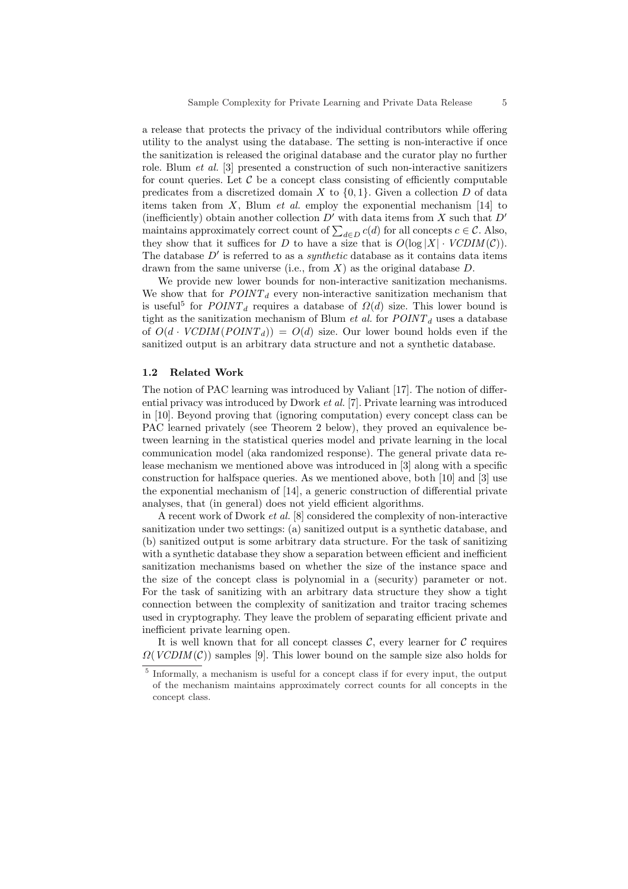a release that protects the privacy of the individual contributors while offering utility to the analyst using the database. The setting is non-interactive if once the sanitization is released the original database and the curator play no further role. Blum *et al.* [3] presented a construction of such non-interactive sanitizers for count queries. Let $\mathcal{C}$ be a concept class consisting of efficiently computable predicates from a discretized domain $X$ to $\{0, 1\}$. Given a collection $D$ of data items taken from $X$, Blum *et al.* employ the exponential mechanism [14] to (inefficiently) obtain another collection $D'$ with data items from $X$ such that $D'$ maintains approximately correct count of $\sum_{d \in D} c(d)$ for all concepts $c \in \mathcal{C}$. Also, they show that it suffices for $D$ to have a size that is $O(\log |X| \cdot \mathit{VCDIM}(\mathcal{C}))$. The database $D'$ is referred to as a *synthetic* database as it contains data items drawn from the same universe (i.e., from $X$) as the original database $D$.

We provide new lower bounds for non-interactive sanitization mechanisms. We show that for $\mathit{POINT}_d$ every non-interactive sanitization mechanism that is useful[5] for $\mathit{POINT}_d$ requires a database of $\Omega(d)$ size. This lower bound is tight as the sanitization mechanism of Blum *et al.* for $\mathit{POINT}_d$ uses a database of $O(d \cdot \mathit{VCDIM}(\mathit{POINT}_d)) = O(d)$ size. Our lower bound holds even if the sanitized output is an arbitrary data structure and not a synthetic database.

### 1.2 Related Work

The notion of PAC learning was introduced by Valiant [17]. The notion of differential privacy was introduced by Dwork *et al.* [7]. Private learning was introduced in [10]. Beyond proving that (ignoring computation) every concept class can be PAC learned privately (see Theorem 2 below), they proved an equivalence between learning in the statistical queries model and private learning in the local communication model (aka randomized response). The general private data release mechanism we mentioned above was introduced in [3] along with a specific construction for halfspace queries. As we mentioned above, both [10] and [3] use the exponential mechanism of [14], a generic construction of differential private analyses, that (in general) does not yield efficient algorithms.

A recent work of Dwork *et al.* [8] considered the complexity of non-interactive sanitization under two settings: (a) sanitized output is a synthetic database, and (b) sanitized output is some arbitrary data structure. For the task of sanitizing with a synthetic database they show a separation between efficient and inefficient sanitization mechanisms based on whether the size of the instance space and the size of the concept class is polynomial in a (security) parameter or not. For the task of sanitizing with an arbitrary data structure they show a tight connection between the complexity of sanitization and traitor tracing schemes used in cryptography. They leave the problem of separating efficient private and inefficient private learning open.

It is well known that for all concept classes $\mathcal{C}$, every learner for $\mathcal{C}$ requires $\Omega(\mathit{VCDIM}(\mathcal{C}))$ samples [9]. This lower bound on the sample size also holds for

[5] Informally, a mechanism is useful for a concept class if for every input, the output of the mechanism maintains approximately correct counts for all concepts in the concept class.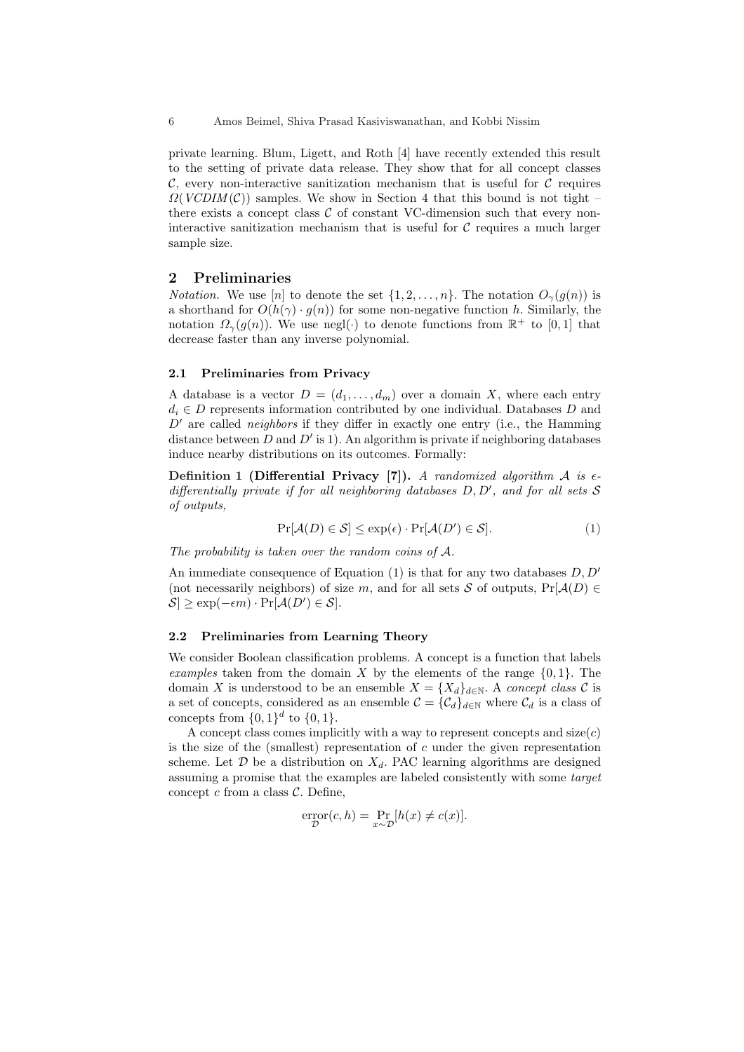private learning. Blum, Ligett, and Roth [4] have recently extended this result to the setting of private data release. They show that for all concept classes $\mathcal{C}$, every non-interactive sanitization mechanism that is useful for $\mathcal{C}$ requires $\Omega(\mathit{VCDIM}(\mathcal{C}))$ samples. We show in Section 4 that this bound is not tight – there exists a concept class $\mathcal{C}$ of constant VC-dimension such that every non-interactive sanitization mechanism that is useful for $\mathcal{C}$ requires a much larger sample size.

## 2 Preliminaries

*Notation.* We use $[n]$ to denote the set $\{1, 2, \ldots, n\}$. The notation $O_\gamma(g(n))$ is a shorthand for $O(h(\gamma) \cdot g(n))$ for some non-negative function $h$. Similarly, the notation $\Omega_\gamma(g(n))$. We use $\mathrm{negl}(\cdot)$ to denote functions from $\mathbb{R}^+$ to $[0, 1]$ that decrease faster than any inverse polynomial.

### 2.1 Preliminaries from Privacy

A database is a vector $D = (d_1, \ldots, d_m)$ over a domain $X$, where each entry $d_i \in D$ represents information contributed by one individual. Databases $D$ and $D'$ are called *neighbors* if they differ in exactly one entry (i.e., the Hamming distance between $D$ and $D'$ is 1). An algorithm is private if neighboring databases induce nearby distributions on its outcomes. Formally:

**Definition 1 (Differential Privacy [7]).** *A randomized algorithm $\mathcal{A}$ is $\epsilon$-differentially private if for all neighboring databases $D, D'$, and for all sets $\mathcal{S}$ of outputs,*

$$\Pr[\mathcal{A}(D) \in \mathcal{S}] \leq \exp(\epsilon) \cdot \Pr[\mathcal{A}(D') \in \mathcal{S}]. \tag{1}$$

*The probability is taken over the random coins of $\mathcal{A}$.*

An immediate consequence of Equation (1) is that for any two databases $D, D'$ (not necessarily neighbors) of size $m$, and for all sets $\mathcal{S}$ of outputs, $\Pr[\mathcal{A}(D) \in \mathcal{S}] \geq \exp(-\epsilon m) \cdot \Pr[\mathcal{A}(D') \in \mathcal{S}]$.

### 2.2 Preliminaries from Learning Theory

We consider Boolean classification problems. A concept is a function that labels *examples* taken from the domain $X$ by the elements of the range $\{0, 1\}$. The domain $X$ is understood to be an ensemble $X = \{X_d\}_{d \in \mathbb{N}}$. A *concept class* $\mathcal{C}$ is a set of concepts, considered as an ensemble $\mathcal{C} = \{\mathcal{C}_d\}_{d \in \mathbb{N}}$ where $\mathcal{C}_d$ is a class of concepts from $\{0, 1\}^d$ to $\{0, 1\}$.

A concept class comes implicitly with a way to represent concepts and $\mathrm{size}(c)$ is the size of the (smallest) representation of $c$ under the given representation scheme. Let $\mathcal{D}$ be a distribution on $X_d$. PAC learning algorithms are designed assuming a promise that the examples are labeled consistently with some *target* concept $c$ from a class $\mathcal{C}$. Define,

$$\underset{\mathcal{D}}{\mathrm{error}}(c, h) = \Pr_{x \sim \mathcal{D}}[h(x) \neq c(x)].$$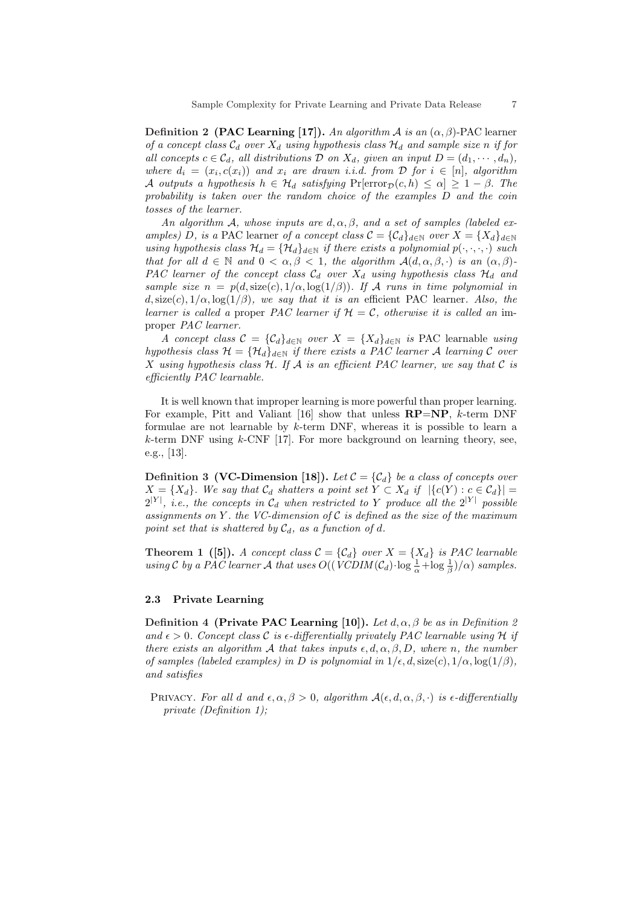**Definition 2 (PAC Learning [17]).** *An algorithm $\mathcal{A}$ is an $(\alpha, \beta)$-*PAC learner *of a concept class $\mathcal{C}_d$ over $X_d$ using hypothesis class $\mathcal{H}_d$ and sample size $n$ if for all concepts $c \in \mathcal{C}_d$, all distributions $\mathcal{D}$ on $X_d$, given an input $D = (d_1, \cdots, d_n)$, where $d_i = (x_i, c(x_i))$ and $x_i$ are drawn i.i.d. from $\mathcal{D}$ for $i \in [n]$, algorithm $\mathcal{A}$ outputs a hypothesis $h \in \mathcal{H}_d$ satisfying $\Pr[\text{error}_{\mathcal{D}}(c, h) \leq \alpha] \geq 1 - \beta$. The probability is taken over the random choice of the examples $D$ and the coin tosses of the learner.*

*An algorithm $\mathcal{A}$, whose inputs are $d, \alpha, \beta$, and a set of samples (labeled examples) $D$, is a* PAC learner *of a concept class $\mathcal{C} = \{\mathcal{C}_d\}_{d \in \mathbb{N}}$ over $X = \{X_d\}_{d \in \mathbb{N}}$ using hypothesis class $\mathcal{H}_d = \{\mathcal{H}_d\}_{d \in \mathbb{N}}$ if there exists a polynomial $p(\cdot, \cdot, \cdot, \cdot)$ such that for all $d \in \mathbb{N}$ and $0 < \alpha, \beta < 1$, the algorithm $\mathcal{A}(d, \alpha, \beta, \cdot)$ is an $(\alpha, \beta)$-PAC learner of the concept class $\mathcal{C}_d$ over $X_d$ using hypothesis class $\mathcal{H}_d$ and sample size $n = p(d, \text{size}(c), 1/\alpha, \log(1/\beta))$. If $\mathcal{A}$ runs in time polynomial in $d, \text{size}(c), 1/\alpha, \log(1/\beta)$, we say that it is an* efficient PAC learner. *Also, the learner is called a* proper *PAC learner if $\mathcal{H} = \mathcal{C}$, otherwise it is called an* improper *PAC learner.*

*A concept class $\mathcal{C} = \{\mathcal{C}_d\}_{d \in \mathbb{N}}$ over $X = \{X_d\}_{d \in \mathbb{N}}$ is* PAC learnable *using hypothesis class $\mathcal{H} = \{\mathcal{H}_d\}_{d \in \mathbb{N}}$ if there exists a PAC learner $\mathcal{A}$ learning $\mathcal{C}$ over $X$ using hypothesis class $\mathcal{H}$. If $\mathcal{A}$ is an efficient PAC learner, we say that $\mathcal{C}$ is efficiently PAC learnable.*

It is well known that improper learning is more powerful than proper learning. For example, Pitt and Valiant [16] show that unless **RP**=**NP**, $k$-term DNF formulae are not learnable by $k$-term DNF, whereas it is possible to learn a $k$-term DNF using $k$-CNF [17]. For more background on learning theory, see, e.g., [13].

**Definition 3 (VC-Dimension [18]).** *Let $\mathcal{C} = \{\mathcal{C}_d\}$ be a class of concepts over $X = \{X_d\}$. We say that $\mathcal{C}_d$ shatters a point set $Y \subset X_d$ if $|\{c(Y) : c \in \mathcal{C}_d\}| = 2^{|Y|}$, i.e., the concepts in $\mathcal{C}_d$ when restricted to $Y$ produce all the $2^{|Y|}$ possible assignments on $Y$. the VC-dimension of $\mathcal{C}$ is defined as the size of the maximum point set that is shattered by $\mathcal{C}_d$, as a function of $d$.*

**Theorem 1 ([5]).** *A concept class $\mathcal{C} = \{\mathcal{C}_d\}$ over $X = \{X_d\}$ is PAC learnable using $\mathcal{C}$ by a PAC learner $\mathcal{A}$ that uses $O((\mathit{VCDIM}(\mathcal{C}_d) \cdot \log \frac{1}{\alpha} + \log \frac{1}{\beta})/\alpha)$ samples.*

### 2.3 Private Learning

**Definition 4 (Private PAC Learning [10]).** *Let $d, \alpha, \beta$ be as in Definition 2 and $\epsilon > 0$. Concept class $\mathcal{C}$ is $\epsilon$-differentially privately PAC learnable using $\mathcal{H}$ if there exists an algorithm $\mathcal{A}$ that takes inputs $\epsilon, d, \alpha, \beta, D$, where $n$, the number of samples (labeled examples) in $D$ is polynomial in $1/\epsilon, d, \text{size}(c), 1/\alpha, \log(1/\beta)$, and satisfies*

- Privacy. *For all $d$ and $\epsilon, \alpha, \beta > 0$, algorithm $\mathcal{A}(\epsilon, d, \alpha, \beta, \cdot)$ is $\epsilon$-differentially private (Definition 1);*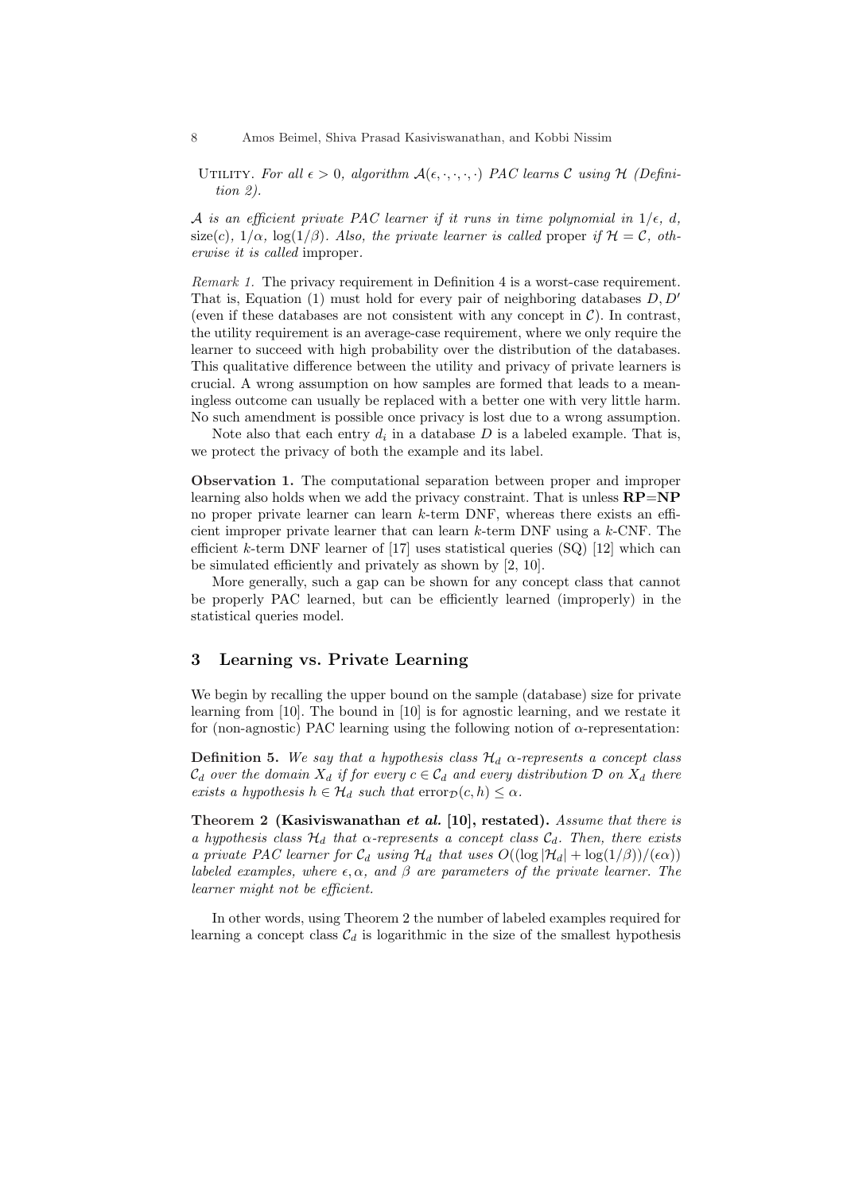Utility. *For all $\epsilon > 0$, algorithm $\mathcal{A}(\epsilon, \cdot, \cdot, \cdot, \cdot)$ PAC learns $\mathcal{C}$ using $\mathcal{H}$ (Definition 2).*

*$\mathcal{A}$ is an efficient private PAC learner if it runs in time polynomial in $1/\epsilon$, $d$, $\text{size}(c)$, $1/\alpha$, $\log(1/\beta)$. Also, the private learner is called* proper *if $\mathcal{H} = \mathcal{C}$, otherwise it is called* improper.

*Remark 1.* The privacy requirement in Definition 4 is a worst-case requirement. That is, Equation (1) must hold for every pair of neighboring databases $D, D'$ (even if these databases are not consistent with any concept in $\mathcal{C}$). In contrast, the utility requirement is an average-case requirement, where we only require the learner to succeed with high probability over the distribution of the databases. This qualitative difference between the utility and privacy of private learners is crucial. A wrong assumption on how samples are formed that leads to a meaningless outcome can usually be replaced with a better one with very little harm. No such amendment is possible once privacy is lost due to a wrong assumption.

Note also that each entry $d_i$ in a database $D$ is a labeled example. That is, we protect the privacy of both the example and its label.

**Observation 1.** The computational separation between proper and improper learning also holds when we add the privacy constraint. That is unless **RP**=**NP** no proper private learner can learn $k$-term DNF, whereas there exists an efficient improper private learner that can learn $k$-term DNF using a $k$-CNF. The efficient $k$-term DNF learner of [17] uses statistical queries (SQ) [12] which can be simulated efficiently and privately as shown by [2, 10].

More generally, such a gap can be shown for any concept class that cannot be properly PAC learned, but can be efficiently learned (improperly) in the statistical queries model.

## 3 Learning vs. Private Learning

We begin by recalling the upper bound on the sample (database) size for private learning from [10]. The bound in [10] is for agnostic learning, and we restate it for (non-agnostic) PAC learning using the following notion of $\alpha$-representation:

**Definition 5.** *We say that a hypothesis class $\mathcal{H}_d$ $\alpha$-represents a concept class $\mathcal{C}_d$ over the domain $X_d$ if for every $c \in \mathcal{C}_d$ and every distribution $\mathcal{D}$ on $X_d$ there exists a hypothesis $h \in \mathcal{H}_d$ such that $\text{error}_{\mathcal{D}}(c, h) \leq \alpha$.*

**Theorem 2 (Kasiviswanathan *et al.* [10], restated).** *Assume that there is a hypothesis class $\mathcal{H}_d$ that $\alpha$-represents a concept class $\mathcal{C}_d$. Then, there exists a private PAC learner for $\mathcal{C}_d$ using $\mathcal{H}_d$ that uses $O((\log |\mathcal{H}_d| + \log(1/\beta))/(\epsilon\alpha))$ labeled examples, where $\epsilon, \alpha$, and $\beta$ are parameters of the private learner. The learner might not be efficient.*

In other words, using Theorem 2 the number of labeled examples required for learning a concept class $\mathcal{C}_d$ is logarithmic in the size of the smallest hypothesis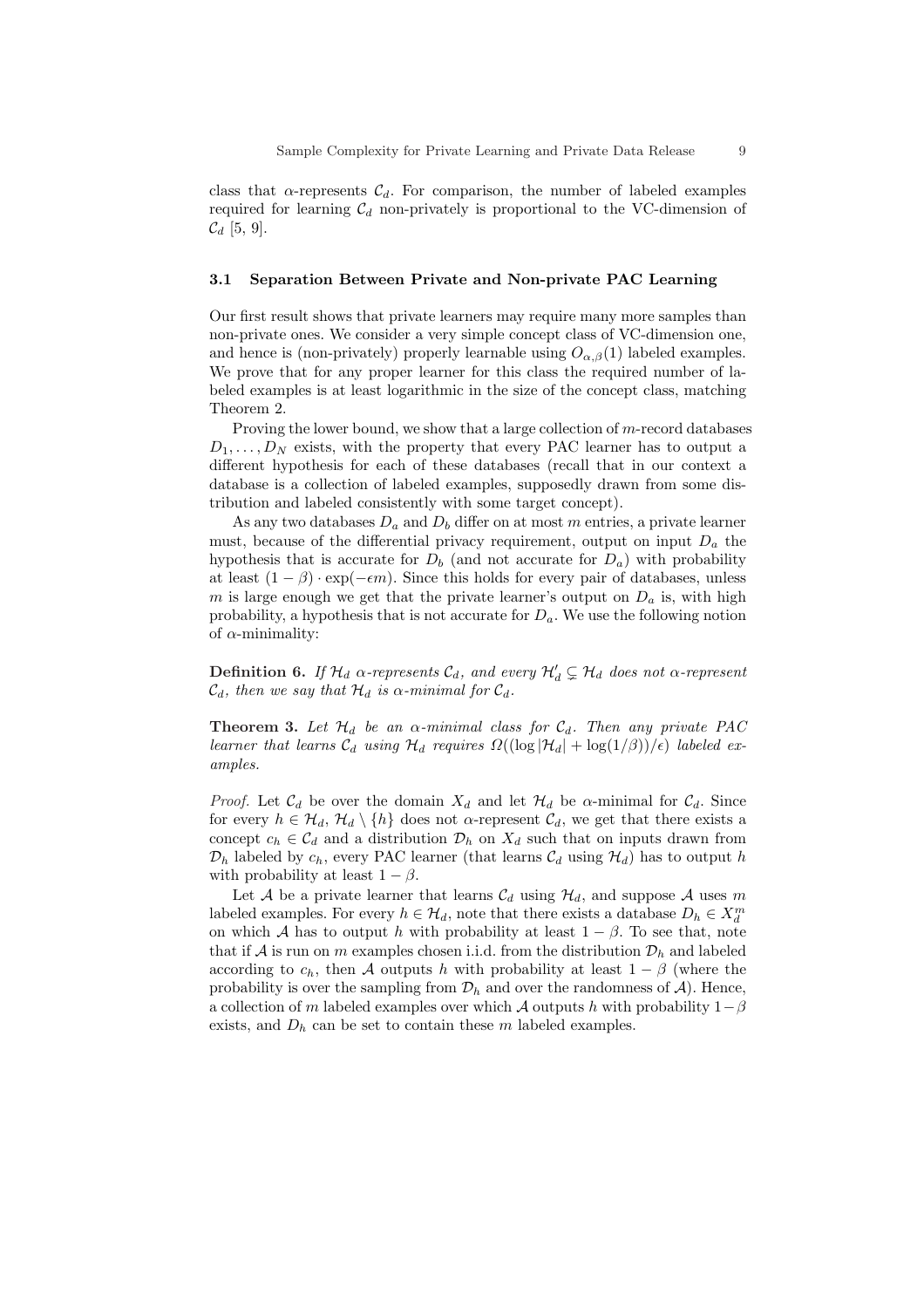class that $\alpha$-represents $\mathcal{C}_d$. For comparison, the number of labeled examples required for learning $\mathcal{C}_d$ non-privately is proportional to the VC-dimension of $\mathcal{C}_d$ [5, 9].

### 3.1 Separation Between Private and Non-private PAC Learning

Our first result shows that private learners may require many more samples than non-private ones. We consider a very simple concept class of VC-dimension one, and hence is (non-privately) properly learnable using $O_{\alpha,\beta}(1)$ labeled examples. We prove that for any proper learner for this class the required number of labeled examples is at least logarithmic in the size of the concept class, matching Theorem 2.

Proving the lower bound, we show that a large collection of $m$-record databases $D_1, \ldots, D_N$ exists, with the property that every PAC learner has to output a different hypothesis for each of these databases (recall that in our context a database is a collection of labeled examples, supposedly drawn from some distribution and labeled consistently with some target concept).

As any two databases $D_a$ and $D_b$ differ on at most $m$ entries, a private learner must, because of the differential privacy requirement, output on input $D_a$ the hypothesis that is accurate for $D_b$ (and not accurate for $D_a$) with probability at least $(1-\beta) \cdot \exp(-\epsilon m)$. Since this holds for every pair of databases, unless $m$ is large enough we get that the private learner's output on $D_a$ is, with high probability, a hypothesis that is not accurate for $D_a$. We use the following notion of $\alpha$-minimality:

**Definition 6.** *If $\mathcal{H}_d$ $\alpha$-represents $\mathcal{C}_d$, and every $\mathcal{H}'_d \subsetneq \mathcal{H}_d$ does not $\alpha$-represent $\mathcal{C}_d$, then we say that $\mathcal{H}_d$ is $\alpha$-minimal for $\mathcal{C}_d$.*

**Theorem 3.** *Let $\mathcal{H}_d$ be an $\alpha$-minimal class for $\mathcal{C}_d$. Then any private PAC learner that learns $\mathcal{C}_d$ using $\mathcal{H}_d$ requires $\Omega((\log|\mathcal{H}_d| + \log(1/\beta))/\epsilon)$ labeled examples.*

*Proof.* Let $\mathcal{C}_d$ be over the domain $X_d$ and let $\mathcal{H}_d$ be $\alpha$-minimal for $\mathcal{C}_d$. Since for every $h \in \mathcal{H}_d$, $\mathcal{H}_d \setminus \{h\}$ does not $\alpha$-represent $\mathcal{C}_d$, we get that there exists a concept $c_h \in \mathcal{C}_d$ and a distribution $\mathcal{D}_h$ on $X_d$ such that on inputs drawn from $\mathcal{D}_h$ labeled by $c_h$, every PAC learner (that learns $\mathcal{C}_d$ using $\mathcal{H}_d$) has to output $h$ with probability at least $1-\beta$.

Let $\mathcal{A}$ be a private learner that learns $\mathcal{C}_d$ using $\mathcal{H}_d$, and suppose $\mathcal{A}$ uses $m$ labeled examples. For every $h \in \mathcal{H}_d$, note that there exists a database $D_h \in X_d^m$ on which $\mathcal{A}$ has to output $h$ with probability at least $1-\beta$. To see that, note that if $\mathcal{A}$ is run on $m$ examples chosen i.i.d. from the distribution $\mathcal{D}_h$ and labeled according to $c_h$, then $\mathcal{A}$ outputs $h$ with probability at least $1-\beta$ (where the probability is over the sampling from $\mathcal{D}_h$ and over the randomness of $\mathcal{A}$). Hence, a collection of $m$ labeled examples over which $\mathcal{A}$ outputs $h$ with probability $1-\beta$ exists, and $D_h$ can be set to contain these $m$ labeled examples.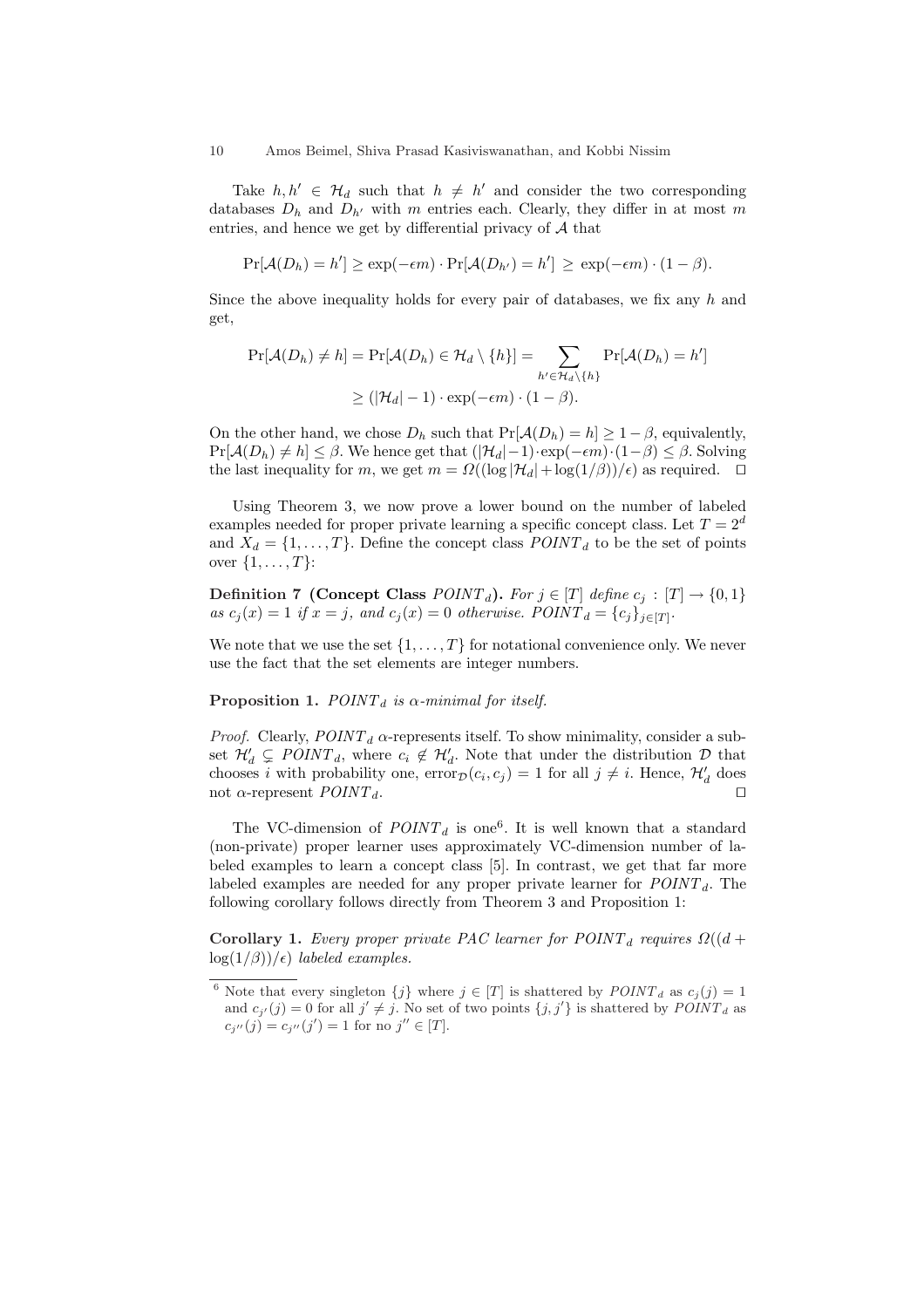Take $h, h' \in \mathcal{H}_d$ such that $h \neq h'$ and consider the two corresponding databases $D_h$ and $D_{h'}$ with $m$ entries each. Clearly, they differ in at most $m$ entries, and hence we get by differential privacy of $\mathcal{A}$ that

$$\Pr[\mathcal{A}(D_h) = h'] \geq \exp(-\epsilon m) \cdot \Pr[\mathcal{A}(D_{h'}) = h'] \geq \exp(-\epsilon m) \cdot (1 - \beta).$$

Since the above inequality holds for every pair of databases, we fix any $h$ and get,

$$\Pr[\mathcal{A}(D_h) \neq h] = \Pr[\mathcal{A}(D_h) \in \mathcal{H}_d \setminus \{h\}] = \sum_{h' \in \mathcal{H}_d \setminus \{h\}} \Pr[\mathcal{A}(D_h) = h']$$
$$\geq (|\mathcal{H}_d| - 1) \cdot \exp(-\epsilon m) \cdot (1 - \beta).$$

On the other hand, we chose $D_h$ such that $\Pr[\mathcal{A}(D_h) = h] \geq 1 - \beta$, equivalently, $\Pr[\mathcal{A}(D_h) \neq h] \leq \beta$. We hence get that $(|\mathcal{H}_d| - 1) \cdot \exp(-\epsilon m) \cdot (1 - \beta) \leq \beta$. Solving the last inequality for $m$, we get $m = \Omega((\log |\mathcal{H}_d| + \log(1/\beta))/\epsilon)$ as required. $\square$

Using Theorem 3, we now prove a lower bound on the number of labeled examples needed for proper private learning a specific concept class. Let $T = 2^d$ and $X_d = \{1, \ldots, T\}$. Define the concept class $POINT_d$ to be the set of points over $\{1, \ldots, T\}$:

**Definition 7 (Concept Class $POINT_d$).** *For $j \in [T]$ define $c_j : [T] \to \{0, 1\}$ as $c_j(x) = 1$ if $x = j$, and $c_j(x) = 0$ otherwise. $POINT_d = \{c_j\}_{j \in [T]}$.*

We note that we use the set $\{1, \ldots, T\}$ for notational convenience only. We never use the fact that the set elements are integer numbers.

**Proposition 1.** *$POINT_d$ is $\alpha$-minimal for itself.*

*Proof.* Clearly, $POINT_d$ $\alpha$-represents itself. To show minimality, consider a subset $\mathcal{H}'_d \subsetneq POINT_d$, where $c_i \notin \mathcal{H}'_d$. Note that under the distribution $\mathcal{D}$ that chooses $i$ with probability one, $\text{error}_{\mathcal{D}}(c_i, c_j) = 1$ for all $j \neq i$. Hence, $\mathcal{H}'_d$ does not $\alpha$-represent $POINT_d$. $\square$

The VC-dimension of $POINT_d$ is one[6]. It is well known that a standard (non-private) proper learner uses approximately VC-dimension number of labeled examples to learn a concept class [5]. In contrast, we get that far more labeled examples are needed for any proper private learner for $POINT_d$. The following corollary follows directly from Theorem 3 and Proposition 1:

**Corollary 1.** *Every proper private PAC learner for $POINT_d$ requires $\Omega((d + \log(1/\beta))/\epsilon)$ labeled examples.*

---

[6] Note that every singleton $\{j\}$ where $j \in [T]$ is shattered by $POINT_d$ as $c_j(j) = 1$ and $c_{j'}(j) = 0$ for all $j' \neq j$. No set of two points $\{j, j'\}$ is shattered by $POINT_d$ as $c_{j''}(j) = c_{j''}(j') = 1$ for no $j'' \in [T]$.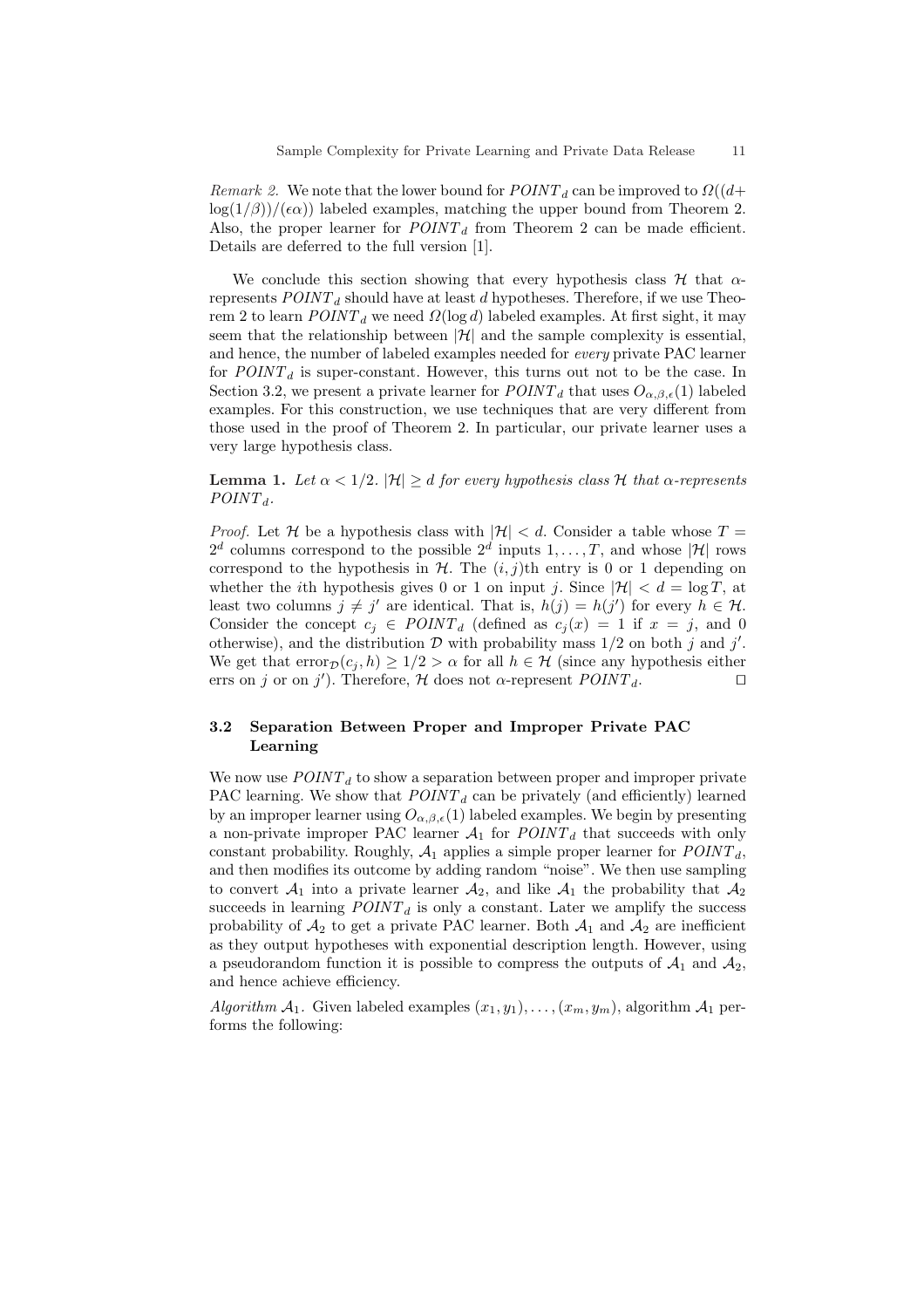*Remark 2.* We note that the lower bound for $POINT_d$ can be improved to $\Omega((d+\log(1/\beta))/(\epsilon\alpha))$ labeled examples, matching the upper bound from Theorem 2. Also, the proper learner for $POINT_d$ from Theorem 2 can be made efficient. Details are deferred to the full version [1].

We conclude this section showing that every hypothesis class $\mathcal{H}$ that $\alpha$-represents $POINT_d$ should have at least $d$ hypotheses. Therefore, if we use Theorem 2 to learn $POINT_d$ we need $\Omega(\log d)$ labeled examples. At first sight, it may seem that the relationship between $|\mathcal{H}|$ and the sample complexity is essential, and hence, the number of labeled examples needed for *every* private PAC learner for $POINT_d$ is super-constant. However, this turns out not to be the case. In Section 3.2, we present a private learner for $POINT_d$ that uses $O_{\alpha,\beta,\epsilon}(1)$ labeled examples. For this construction, we use techniques that are very different from those used in the proof of Theorem 2. In particular, our private learner uses a very large hypothesis class.

**Lemma 1.** *Let $\alpha < 1/2$. $|\mathcal{H}| \geq d$ for every hypothesis class $\mathcal{H}$ that $\alpha$-represents $POINT_d$.*

*Proof.* Let $\mathcal{H}$ be a hypothesis class with $|\mathcal{H}| < d$. Consider a table whose $T = 2^d$ columns correspond to the possible $2^d$ inputs $1, \ldots, T$, and whose $|\mathcal{H}|$ rows correspond to the hypothesis in $\mathcal{H}$. The $(i,j)$th entry is 0 or 1 depending on whether the $i$th hypothesis gives 0 or 1 on input $j$. Since $|\mathcal{H}| < d = \log T$, at least two columns $j \neq j'$ are identical. That is, $h(j) = h(j')$ for every $h \in \mathcal{H}$. Consider the concept $c_j \in POINT_d$ (defined as $c_j(x) = 1$ if $x = j$, and 0 otherwise), and the distribution $\mathcal{D}$ with probability mass $1/2$ on both $j$ and $j'$. We get that $\text{error}_{\mathcal{D}}(c_j, h) \geq 1/2 > \alpha$ for all $h \in \mathcal{H}$ (since any hypothesis either errs on $j$ or on $j'$). Therefore, $\mathcal{H}$ does not $\alpha$-represent $POINT_d$. ⊓⊔

### 3.2 Separation Between Proper and Improper Private PAC Learning

We now use $POINT_d$ to show a separation between proper and improper private PAC learning. We show that $POINT_d$ can be privately (and efficiently) learned by an improper learner using $O_{\alpha,\beta,\epsilon}(1)$ labeled examples. We begin by presenting a non-private improper PAC learner $\mathcal{A}_1$ for $POINT_d$ that succeeds with only constant probability. Roughly, $\mathcal{A}_1$ applies a simple proper learner for $POINT_d$, and then modifies its outcome by adding random "noise". We then use sampling to convert $\mathcal{A}_1$ into a private learner $\mathcal{A}_2$, and like $\mathcal{A}_1$ the probability that $\mathcal{A}_2$ succeeds in learning $POINT_d$ is only a constant. Later we amplify the success probability of $\mathcal{A}_2$ to get a private PAC learner. Both $\mathcal{A}_1$ and $\mathcal{A}_2$ are inefficient as they output hypotheses with exponential description length. However, using a pseudorandom function it is possible to compress the outputs of $\mathcal{A}_1$ and $\mathcal{A}_2$, and hence achieve efficiency.

*Algorithm $\mathcal{A}_1$.* Given labeled examples $(x_1, y_1), \ldots, (x_m, y_m)$, algorithm $\mathcal{A}_1$ performs the following: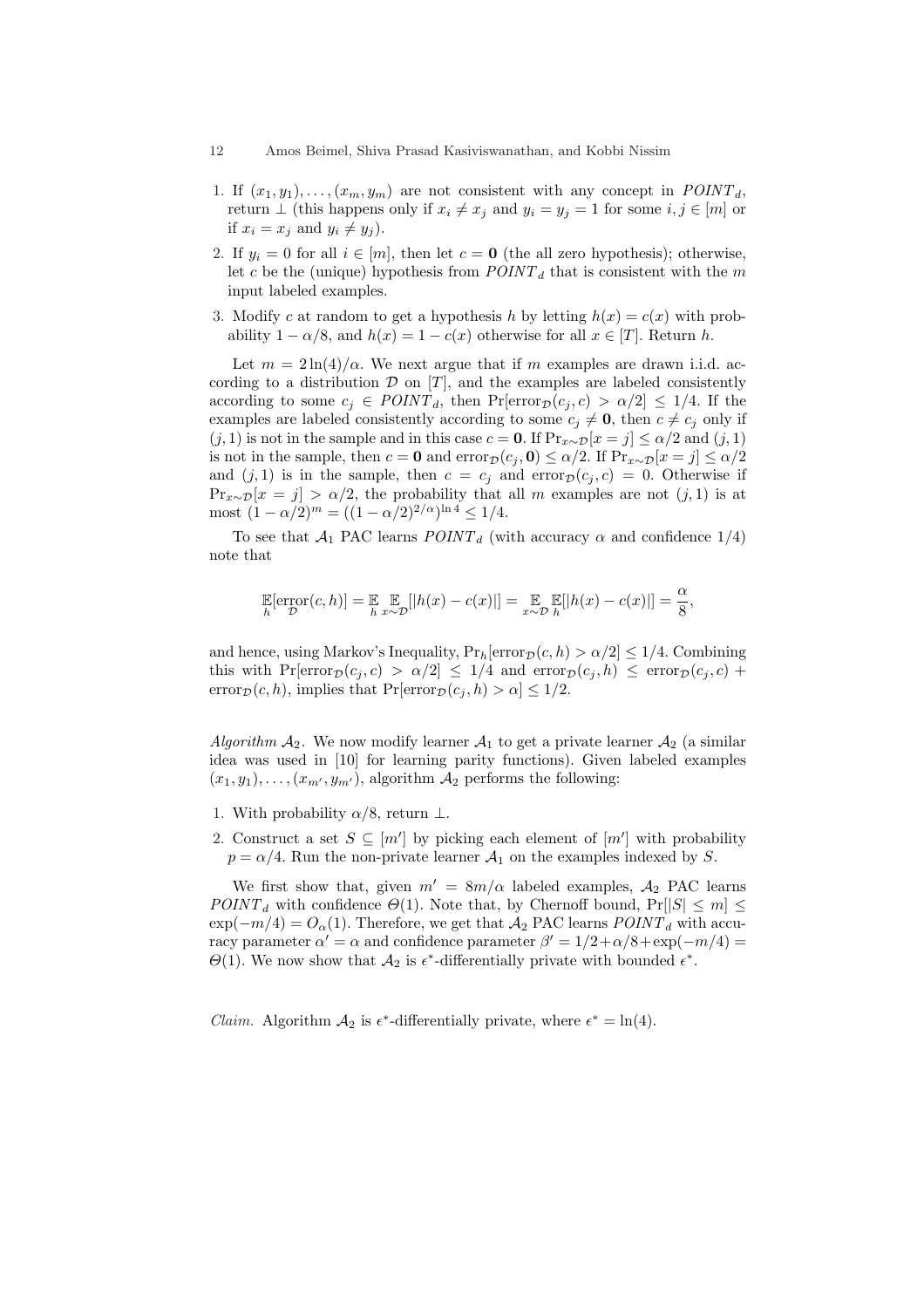1. If $(x_1, y_1), \ldots, (x_m, y_m)$ are not consistent with any concept in $POINT_d$, return $\perp$ (this happens only if $x_i \neq x_j$ and $y_i = y_j = 1$ for some $i, j \in [m]$ or if $x_i = x_j$ and $y_i \neq y_j$).
2. If $y_i = 0$ for all $i \in [m]$, then let $c = \mathbf{0}$ (the all zero hypothesis); otherwise, let $c$ be the (unique) hypothesis from $POINT_d$ that is consistent with the $m$ input labeled examples.
3. Modify $c$ at random to get a hypothesis $h$ by letting $h(x) = c(x)$ with probability $1 - \alpha/8$, and $h(x) = 1 - c(x)$ otherwise for all $x \in [T]$. Return $h$.

Let $m = 2\ln(4)/\alpha$. We next argue that if $m$ examples are drawn i.i.d. according to a distribution $\mathcal{D}$ on $[T]$, and the examples are labeled consistently according to some $c_j \in POINT_d$, then $\Pr[\mathrm{error}_{\mathcal{D}}(c_j, c) > \alpha/2] \leq 1/4$. If the examples are labeled consistently according to some $c_j \neq \mathbf{0}$, then $c \neq c_j$ only if $(j, 1)$ is not in the sample and in this case $c = \mathbf{0}$. If $\Pr_{x\sim\mathcal{D}}[x = j] \leq \alpha/2$ and $(j, 1)$ is not in the sample, then $c = \mathbf{0}$ and $\mathrm{error}_{\mathcal{D}}(c_j, \mathbf{0}) \leq \alpha/2$. If $\Pr_{x\sim\mathcal{D}}[x = j] \leq \alpha/2$ and $(j, 1)$ is in the sample, then $c = c_j$ and $\mathrm{error}_{\mathcal{D}}(c_j, c) = 0$. Otherwise if $\Pr_{x\sim\mathcal{D}}[x = j] > \alpha/2$, the probability that all $m$ examples are not $(j, 1)$ is at most $(1 - \alpha/2)^m = ((1 - \alpha/2)^{2/\alpha})^{\ln 4} \leq 1/4$.

To see that $\mathcal{A}_1$ PAC learns $POINT_d$ (with accuracy $\alpha$ and confidence $1/4$) note that

$$\mathop{\mathbb{E}}_{h}[\mathop{\mathrm{error}}_{\mathcal{D}}(c, h)] = \mathop{\mathbb{E}}_{h}\mathop{\mathbb{E}}_{x\sim\mathcal{D}}[|h(x) - c(x)|] = \mathop{\mathbb{E}}_{x\sim\mathcal{D}}\mathop{\mathbb{E}}_{h}[|h(x) - c(x)|] = \frac{\alpha}{8},$$

and hence, using Markov's Inequality, $\Pr_h[\mathrm{error}_{\mathcal{D}}(c, h) > \alpha/2] \leq 1/4$. Combining this with $\Pr[\mathrm{error}_{\mathcal{D}}(c_j, c) > \alpha/2] \leq 1/4$ and $\mathrm{error}_{\mathcal{D}}(c_j, h) \leq \mathrm{error}_{\mathcal{D}}(c_j, c) + \mathrm{error}_{\mathcal{D}}(c, h)$, implies that $\Pr[\mathrm{error}_{\mathcal{D}}(c_j, h) > \alpha] \leq 1/2$.

*Algorithm $\mathcal{A}_2$.* We now modify learner $\mathcal{A}_1$ to get a private learner $\mathcal{A}_2$ (a similar idea was used in [10] for learning parity functions). Given labeled examples $(x_1, y_1), \ldots, (x_{m'}, y_{m'})$, algorithm $\mathcal{A}_2$ performs the following:

1. With probability $\alpha/8$, return $\perp$.
2. Construct a set $S \subseteq [m']$ by picking each element of $[m']$ with probability $p = \alpha/4$. Run the non-private learner $\mathcal{A}_1$ on the examples indexed by $S$.

We first show that, given $m' = 8m/\alpha$ labeled examples, $\mathcal{A}_2$ PAC learns $POINT_d$ with confidence $\Theta(1)$. Note that, by Chernoff bound, $\Pr[|S| \leq m] \leq \exp(-m/4) = O_\alpha(1)$. Therefore, we get that $\mathcal{A}_2$ PAC learns $POINT_d$ with accuracy parameter $\alpha' = \alpha$ and confidence parameter $\beta' = 1/2 + \alpha/8 + \exp(-m/4) = \Theta(1)$. We now show that $\mathcal{A}_2$ is $\epsilon^*$-differentially private with bounded $\epsilon^*$.

*Claim.* Algorithm $\mathcal{A}_2$ is $\epsilon^*$-differentially private, where $\epsilon^* = \ln(4)$.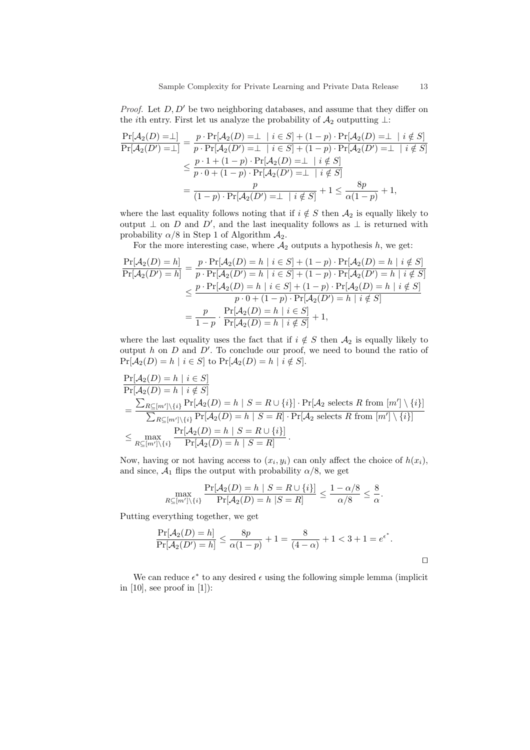*Proof.* Let $D, D'$ be two neighboring databases, and assume that they differ on the $i$th entry. First let us analyze the probability of $\mathcal{A}_2$ outputting $\perp$:

$$
\begin{aligned}
\frac{\Pr[\mathcal{A}_2(D) = \perp]}{\Pr[\mathcal{A}_2(D') = \perp]} &= \frac{p \cdot \Pr[\mathcal{A}_2(D) = \perp \mid i \in S] + (1-p) \cdot \Pr[\mathcal{A}_2(D) = \perp \mid i \notin S]}{p \cdot \Pr[\mathcal{A}_2(D') = \perp \mid i \in S] + (1-p) \cdot \Pr[\mathcal{A}_2(D') = \perp \mid i \notin S]} \\
&\leq \frac{p \cdot 1 + (1-p) \cdot \Pr[\mathcal{A}_2(D) = \perp \mid i \notin S]}{p \cdot 0 + (1-p) \cdot \Pr[\mathcal{A}_2(D') = \perp \mid i \notin S]} \\
&= \frac{p}{(1-p) \cdot \Pr[\mathcal{A}_2(D') = \perp \mid i \notin S]} + 1 \leq \frac{8p}{\alpha(1-p)} + 1,
\end{aligned}
$$

where the last equality follows noting that if $i \notin S$ then $\mathcal{A}_2$ is equally likely to output $\perp$ on $D$ and $D'$, and the last inequality follows as $\perp$ is returned with probability $\alpha/8$ in Step 1 of Algorithm $\mathcal{A}_2$.

For the more interesting case, where $\mathcal{A}_2$ outputs a hypothesis $h$, we get:

$$
\begin{aligned}
\frac{\Pr[\mathcal{A}_2(D) = h]}{\Pr[\mathcal{A}_2(D') = h]} &= \frac{p \cdot \Pr[\mathcal{A}_2(D) = h \mid i \in S] + (1-p) \cdot \Pr[\mathcal{A}_2(D) = h \mid i \notin S]}{p \cdot \Pr[\mathcal{A}_2(D') = h \mid i \in S] + (1-p) \cdot \Pr[\mathcal{A}_2(D') = h \mid i \notin S]} \\
&\leq \frac{p \cdot \Pr[\mathcal{A}_2(D) = h \mid i \in S] + (1-p) \cdot \Pr[\mathcal{A}_2(D) = h \mid i \notin S]}{p \cdot 0 + (1-p) \cdot \Pr[\mathcal{A}_2(D') = h \mid i \notin S]} \\
&= \frac{p}{1-p} \cdot \frac{\Pr[\mathcal{A}_2(D) = h \mid i \in S]}{\Pr[\mathcal{A}_2(D) = h \mid i \notin S]} + 1,
\end{aligned}
$$

where the last equality uses the fact that if $i \notin S$ then $\mathcal{A}_2$ is equally likely to output $h$ on $D$ and $D'$. To conclude our proof, we need to bound the ratio of $\Pr[\mathcal{A}_2(D) = h \mid i \in S]$ to $\Pr[\mathcal{A}_2(D) = h \mid i \notin S]$.

$$
\begin{aligned}
&\frac{\Pr[\mathcal{A}_2(D) = h \mid i \in S]}{\Pr[\mathcal{A}_2(D) = h \mid i \notin S]} \\
&= \frac{\sum_{R \subseteq [m'] \setminus \{i\}} \Pr[\mathcal{A}_2(D) = h \mid S = R \cup \{i\}] \cdot \Pr[\mathcal{A}_2 \text{ selects } R \text{ from } [m'] \setminus \{i\}]}{\sum_{R \subseteq [m'] \setminus \{i\}} \Pr[\mathcal{A}_2(D) = h \mid S = R] \cdot \Pr[\mathcal{A}_2 \text{ selects } R \text{ from } [m'] \setminus \{i\}]} \\
&\leq \max_{R \subseteq [m'] \setminus \{i\}} \frac{\Pr[\mathcal{A}_2(D) = h \mid S = R \cup \{i\}]}{\Pr[\mathcal{A}_2(D) = h \mid S = R]}.
\end{aligned}
$$

Now, having or not having access to $(x_i, y_i)$ can only affect the choice of $h(x_i)$, and since, $\mathcal{A}_1$ flips the output with probability $\alpha/8$, we get

$$
\max_{R \subseteq [m'] \setminus \{i\}} \frac{\Pr[\mathcal{A}_2(D) = h \mid S = R \cup \{i\}]}{\Pr[\mathcal{A}_2(D) = h \mid S = R]} \leq \frac{1 - \alpha/8}{\alpha/8} \leq \frac{8}{\alpha}.
$$

Putting everything together, we get

$$
\frac{\Pr[\mathcal{A}_2(D) = h]}{\Pr[\mathcal{A}_2(D') = h]} \leq \frac{8p}{\alpha(1-p)} + 1 = \frac{8}{(4 - \alpha)} + 1 < 3 + 1 = e^{\epsilon^*}.
$$

$\square$

We can reduce $\epsilon^*$ to any desired $\epsilon$ using the following simple lemma (implicit in [10], see proof in [1]):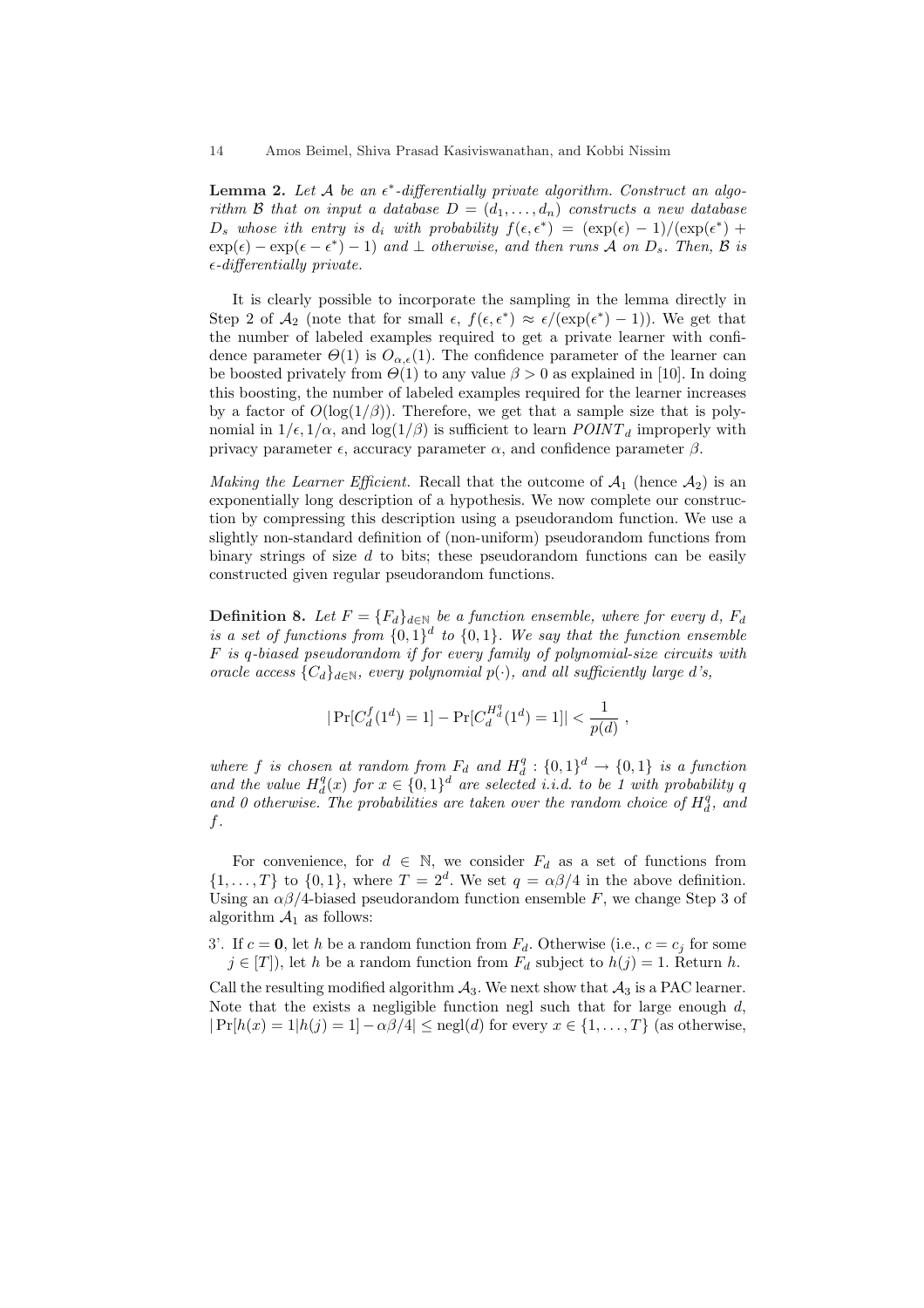**Lemma 2.** *Let $\mathcal{A}$ be an $\epsilon^*$-differentially private algorithm. Construct an algorithm $\mathcal{B}$ that on input a database $D = (d_1, \dots, d_n)$ constructs a new database $D_s$ whose ith entry is $d_i$ with probability $f(\epsilon, \epsilon^*) = (\exp(\epsilon) - 1)/(\exp(\epsilon^*) + \exp(\epsilon) - \exp(\epsilon - \epsilon^*) - 1)$ and $\perp$ otherwise, and then runs $\mathcal{A}$ on $D_s$. Then, $\mathcal{B}$ is $\epsilon$-differentially private.*

It is clearly possible to incorporate the sampling in the lemma directly in Step 2 of $\mathcal{A}_2$ (note that for small $\epsilon$, $f(\epsilon, \epsilon^*) \approx \epsilon/(\exp(\epsilon^*) - 1)$). We get that the number of labeled examples required to get a private learner with confidence parameter $\Theta(1)$ is $O_{\alpha,\epsilon}(1)$. The confidence parameter of the learner can be boosted privately from $\Theta(1)$ to any value $\beta > 0$ as explained in [10]. In doing this boosting, the number of labeled examples required for the learner increases by a factor of $O(\log(1/\beta))$. Therefore, we get that a sample size that is polynomial in $1/\epsilon, 1/\alpha$, and $\log(1/\beta)$ is sufficient to learn $POINT_d$ improperly with privacy parameter $\epsilon$, accuracy parameter $\alpha$, and confidence parameter $\beta$.

*Making the Learner Efficient.* Recall that the outcome of $\mathcal{A}_1$ (hence $\mathcal{A}_2$) is an exponentially long description of a hypothesis. We now complete our construction by compressing this description using a pseudorandom function. We use a slightly non-standard definition of (non-uniform) pseudorandom functions from binary strings of size $d$ to bits; these pseudorandom functions can be easily constructed given regular pseudorandom functions.

**Definition 8.** *Let $F = \{F_d\}_{d \in \mathbb{N}}$ be a function ensemble, where for every $d$, $F_d$ is a set of functions from $\{0,1\}^d$ to $\{0,1\}$. We say that the function ensemble $F$ is $q$-biased pseudorandom if for every family of polynomial-size circuits with oracle access $\{C_d\}_{d \in \mathbb{N}}$, every polynomial $p(\cdot)$, and all sufficiently large $d$'s,*

$$|\Pr[C_d^f(1^d) = 1] - \Pr[C_d^{H_d^q}(1^d) = 1]| < \frac{1}{p(d)} \ ,$$

*where $f$ is chosen at random from $F_d$ and $H_d^q : \{0,1\}^d \to \{0,1\}$ is a function and the value $H_d^q(x)$ for $x \in \{0,1\}^d$ are selected i.i.d. to be 1 with probability $q$ and 0 otherwise. The probabilities are taken over the random choice of $H_d^q$, and $f$.*

For convenience, for $d \in \mathbb{N}$, we consider $F_d$ as a set of functions from $\{1, \dots, T\}$ to $\{0,1\}$, where $T = 2^d$. We set $q = \alpha\beta/4$ in the above definition. Using an $\alpha\beta/4$-biased pseudorandom function ensemble $F$, we change Step 3 of algorithm $\mathcal{A}_1$ as follows:

3'. If $c = \mathbf{0}$, let $h$ be a random function from $F_d$. Otherwise (i.e., $c = c_j$ for some $j \in [T]$), let $h$ be a random function from $F_d$ subject to $h(j) = 1$. Return $h$.

Call the resulting modified algorithm $\mathcal{A}_3$. We next show that $\mathcal{A}_3$ is a PAC learner. Note that the exists a negligible function negl such that for large enough $d$, $|\Pr[h(x) = 1|h(j) = 1] - \alpha\beta/4| \leq \text{negl}(d)$ for every $x \in \{1, \dots, T\}$ (as otherwise,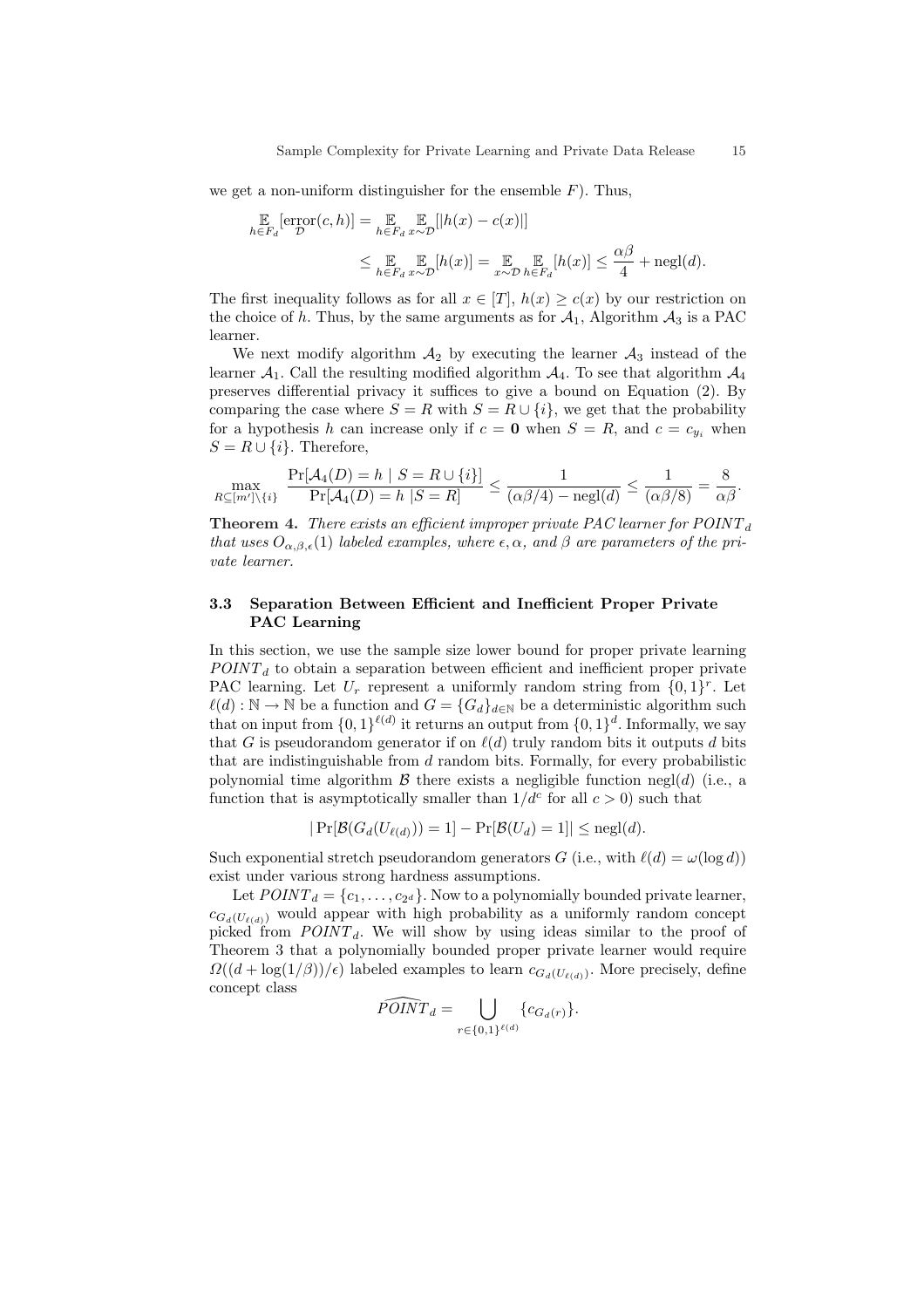we get a non-uniform distinguisher for the ensemble $F$). Thus,

$$\mathop{\mathbb{E}}_{h \in F_d}[\mathop{\text{error}}_{\mathcal{D}}(c,h)] = \mathop{\mathbb{E}}_{h \in F_d} \mathop{\mathbb{E}}_{x \sim \mathcal{D}}[|h(x) - c(x)|]$$

$$\leq \mathop{\mathbb{E}}_{h \in F_d} \mathop{\mathbb{E}}_{x \sim \mathcal{D}}[h(x)] = \mathop{\mathbb{E}}_{x \sim \mathcal{D}} \mathop{\mathbb{E}}_{h \in F_d}[h(x)] \leq \frac{\alpha\beta}{4} + \text{negl}(d).$$

The first inequality follows as for all $x \in [T]$, $h(x) \geq c(x)$ by our restriction on the choice of $h$. Thus, by the same arguments as for $\mathcal{A}_1$, Algorithm $\mathcal{A}_3$ is a PAC learner.

We next modify algorithm $\mathcal{A}_2$ by executing the learner $\mathcal{A}_3$ instead of the learner $\mathcal{A}_1$. Call the resulting modified algorithm $\mathcal{A}_4$. To see that algorithm $\mathcal{A}_4$ preserves differential privacy it suffices to give a bound on Equation (2). By comparing the case where $S = R$ with $S = R \cup \{i\}$, we get that the probability for a hypothesis $h$ can increase only if $c = \mathbf{0}$ when $S = R$, and $c = c_{y_i}$ when $S = R \cup \{i\}$. Therefore,

$$\max_{R \subseteq [m'] \setminus \{i\}} \frac{\Pr[\mathcal{A}_4(D) = h \mid S = R \cup \{i\}]}{\Pr[\mathcal{A}_4(D) = h \mid S = R]} \leq \frac{1}{(\alpha\beta/4) - \text{negl}(d)} \leq \frac{1}{(\alpha\beta/8)} = \frac{8}{\alpha\beta}.$$

**Theorem 4.** *There exists an efficient improper private PAC learner for $POINT_d$ that uses $O_{\alpha,\beta,\epsilon}(1)$ labeled examples, where $\epsilon, \alpha,$ and $\beta$ are parameters of the private learner.*

### 3.3 Separation Between Efficient and Inefficient Proper Private PAC Learning

In this section, we use the sample size lower bound for proper private learning $POINT_d$ to obtain a separation between efficient and inefficient proper private PAC learning. Let $U_r$ represent a uniformly random string from $\{0,1\}^r$. Let $\ell(d) : \mathbb{N} \to \mathbb{N}$ be a function and $G = \{G_d\}_{d \in \mathbb{N}}$ be a deterministic algorithm such that on input from $\{0,1\}^{\ell(d)}$ it returns an output from $\{0,1\}^d$. Informally, we say that $G$ is pseudorandom generator if on $\ell(d)$ truly random bits it outputs $d$ bits that are indistinguishable from $d$ random bits. Formally, for every probabilistic polynomial time algorithm $\mathcal{B}$ there exists a negligible function $\text{negl}(d)$ (i.e., a function that is asymptotically smaller than $1/d^c$ for all $c > 0$) such that

$$|\Pr[\mathcal{B}(G_d(U_{\ell(d)})) = 1] - \Pr[\mathcal{B}(U_d) = 1]| \leq \text{negl}(d).$$

Such exponential stretch pseudorandom generators $G$ (i.e., with $\ell(d) = \omega(\log d)$) exist under various strong hardness assumptions.

Let $POINT_d = \{c_1, \ldots, c_{2^d}\}$. Now to a polynomially bounded private learner, $c_{G_d(U_{\ell(d)})}$ would appear with high probability as a uniformly random concept picked from $POINT_d$. We will show by using ideas similar to the proof of Theorem 3 that a polynomially bounded proper private learner would require $\Omega((d + \log(1/\beta))/\epsilon)$ labeled examples to learn $c_{G_d(U_{\ell(d)})}$. More precisely, define concept class

$$\widehat{POINT}_d = \bigcup_{r \in \{0,1\}^{\ell(d)}} \{c_{G_d(r)}\}.$$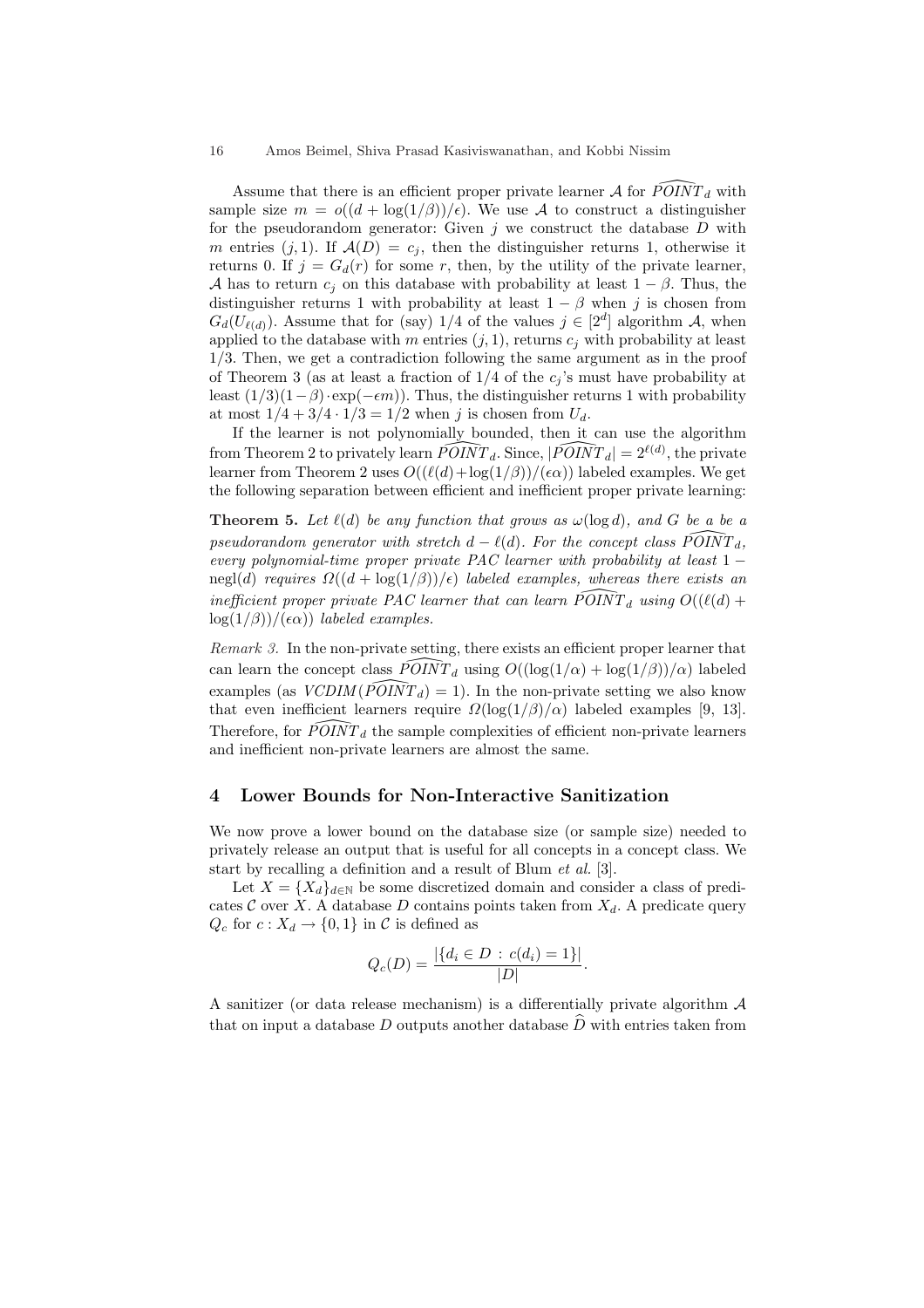Assume that there is an efficient proper private learner $\mathcal{A}$ for $\widehat{POINT}_d$ with sample size $m = o((d + \log(1/\beta))/\epsilon)$. We use $\mathcal{A}$ to construct a distinguisher for the pseudorandom generator: Given $j$ we construct the database $D$ with $m$ entries $(j, 1)$. If $\mathcal{A}(D) = c_j$, then the distinguisher returns 1, otherwise it returns 0. If $j = G_d(r)$ for some $r$, then, by the utility of the private learner, $\mathcal{A}$ has to return $c_j$ on this database with probability at least $1 - \beta$. Thus, the distinguisher returns 1 with probability at least $1 - \beta$ when $j$ is chosen from $G_d(U_{\ell(d)})$. Assume that for (say) 1/4 of the values $j \in [2^d]$ algorithm $\mathcal{A}$, when applied to the database with $m$ entries $(j, 1)$, returns $c_j$ with probability at least 1/3. Then, we get a contradiction following the same argument as in the proof of Theorem 3 (as at least a fraction of 1/4 of the $c_j$'s must have probability at least $(1/3)(1-\beta)\cdot\exp(-\epsilon m)$). Thus, the distinguisher returns 1 with probability at most $1/4 + 3/4 \cdot 1/3 = 1/2$ when $j$ is chosen from $U_d$.

If the learner is not polynomially bounded, then it can use the algorithm from Theorem 2 to privately learn $\widehat{POINT}_d$. Since, $|\widehat{POINT}_d| = 2^{\ell(d)}$, the private learner from Theorem 2 uses $O((\ell(d)+\log(1/\beta))/(\epsilon\alpha))$ labeled examples. We get the following separation between efficient and inefficient proper private learning:

**Theorem 5.** *Let $\ell(d)$ be any function that grows as $\omega(\log d)$, and $G$ be a be a pseudorandom generator with stretch $d - \ell(d)$. For the concept class $\widehat{POINT}_d$, every polynomial-time proper private PAC learner with probability at least $1 - \mathrm{negl}(d)$ requires $\Omega((d + \log(1/\beta))/\epsilon)$ labeled examples, whereas there exists an inefficient proper private PAC learner that can learn $\widehat{POINT}_d$ using $O((\ell(d) + \log(1/\beta))/(\epsilon\alpha))$ labeled examples.*

*Remark 3.* In the non-private setting, there exists an efficient proper learner that can learn the concept class $\widehat{POINT}_d$ using $O((\log(1/\alpha) + \log(1/\beta))/\alpha)$ labeled examples (as $VCDIM(\widehat{POINT}_d) = 1$). In the non-private setting we also know that even inefficient learners require $\Omega(\log(1/\beta)/\alpha)$ labeled examples [9, 13]. Therefore, for $\widehat{POINT}_d$ the sample complexities of efficient non-private learners and inefficient non-private learners are almost the same.

## 4 Lower Bounds for Non-Interactive Sanitization

We now prove a lower bound on the database size (or sample size) needed to privately release an output that is useful for all concepts in a concept class. We start by recalling a definition and a result of Blum *et al.* [3].

Let $X = \{X_d\}_{d\in\mathbb{N}}$ be some discretized domain and consider a class of predicates $\mathcal{C}$ over $X$. A database $D$ contains points taken from $X_d$. A predicate query $Q_c$ for $c : X_d \to \{0, 1\}$ in $\mathcal{C}$ is defined as

$$Q_c(D) = \frac{|\{d_i \in D : c(d_i) = 1\}|}{|D|}.$$

A sanitizer (or data release mechanism) is a differentially private algorithm $\mathcal{A}$ that on input a database $D$ outputs another database $\widehat{D}$ with entries taken from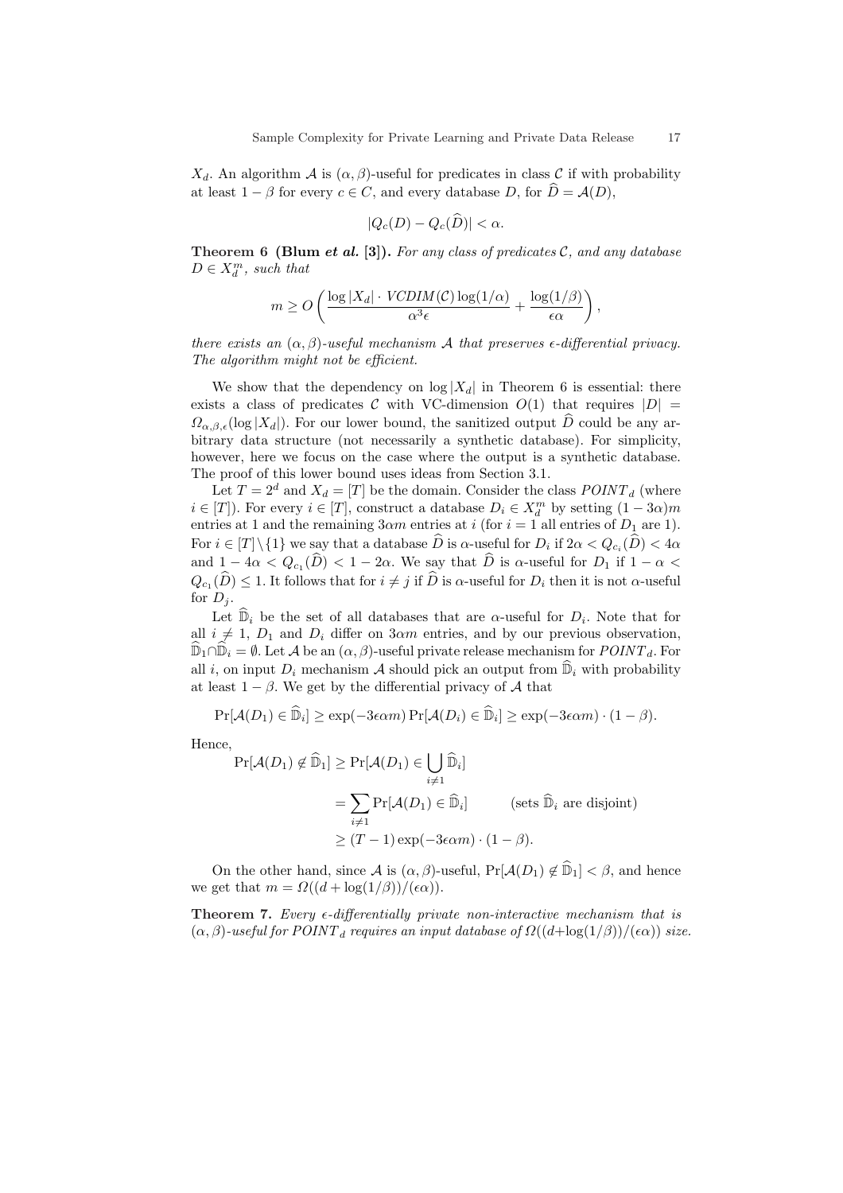$X_d$. An algorithm $\mathcal{A}$ is $(\alpha, \beta)$-useful for predicates in class $\mathcal{C}$ if with probability at least $1 - \beta$ for every $c \in C$, and every database $D$, for $\widehat{D} = \mathcal{A}(D)$,

$$|Q_c(D) - Q_c(\widehat{D})| < \alpha.$$

**Theorem 6 (Blum *et al.* [3]).** *For any class of predicates $\mathcal{C}$, and any database $D \in X_d^m$, such that*

$$m \geq O\left(\frac{\log |X_d| \cdot VCDIM(\mathcal{C}) \log(1/\alpha)}{\alpha^3 \epsilon} + \frac{\log(1/\beta)}{\epsilon \alpha}\right),$$

*there exists an $(\alpha, \beta)$-useful mechanism $\mathcal{A}$ that preserves $\epsilon$-differential privacy. The algorithm might not be efficient.*

We show that the dependency on $\log |X_d|$ in Theorem 6 is essential: there exists a class of predicates $\mathcal{C}$ with VC-dimension $O(1)$ that requires $|D| = \Omega_{\alpha,\beta,\epsilon}(\log |X_d|)$. For our lower bound, the sanitized output $\widehat{D}$ could be any arbitrary data structure (not necessarily a synthetic database). For simplicity, however, here we focus on the case where the output is a synthetic database. The proof of this lower bound uses ideas from Section 3.1.

Let $T = 2^d$ and $X_d = [T]$ be the domain. Consider the class $POINT_d$ (where $i \in [T]$). For every $i \in [T]$, construct a database $D_i \in X_d^m$ by setting $(1 - 3\alpha)m$ entries at 1 and the remaining $3\alpha m$ entries at $i$ (for $i = 1$ all entries of $D_1$ are 1). For $i \in [T] \setminus \{1\}$ we say that a database $\widehat{D}$ is $\alpha$-useful for $D_i$ if $2\alpha < Q_{c_i}(\widehat{D}) < 4\alpha$ and $1 - 4\alpha < Q_{c_1}(\widehat{D}) < 1 - 2\alpha$. We say that $\widehat{D}$ is $\alpha$-useful for $D_1$ if $1 - \alpha < Q_{c_1}(\widehat{D}) \leq 1$. It follows that for $i \neq j$ if $\widehat{D}$ is $\alpha$-useful for $D_i$ then it is not $\alpha$-useful for $D_j$.

Let $\widehat{\mathbb{D}}_i$ be the set of all databases that are $\alpha$-useful for $D_i$. Note that for all $i \neq 1$, $D_1$ and $D_i$ differ on $3\alpha m$ entries, and by our previous observation, $\widehat{\mathbb{D}}_1 \cap \widehat{\mathbb{D}}_i = \emptyset$. Let $\mathcal{A}$ be an $(\alpha, \beta)$-useful private release mechanism for $POINT_d$. For all $i$, on input $D_i$ mechanism $\mathcal{A}$ should pick an output from $\widehat{\mathbb{D}}_i$ with probability at least $1 - \beta$. We get by the differential privacy of $\mathcal{A}$ that

$$\Pr[\mathcal{A}(D_1) \in \widehat{\mathbb{D}}_i] \geq \exp(-3\epsilon\alpha m) \Pr[\mathcal{A}(D_i) \in \widehat{\mathbb{D}}_i] \geq \exp(-3\epsilon\alpha m) \cdot (1 - \beta).$$

Hence,

$$\begin{aligned}
\Pr[\mathcal{A}(D_1) \notin \widehat{\mathbb{D}}_1] &\geq \Pr[\mathcal{A}(D_1) \in \bigcup_{i \neq 1} \widehat{\mathbb{D}}_i] \\
&= \sum_{i \neq 1} \Pr[\mathcal{A}(D_1) \in \widehat{\mathbb{D}}_i] \qquad \text{(sets } \widehat{\mathbb{D}}_i \text{ are disjoint)} \\
&\geq (T - 1) \exp(-3\epsilon\alpha m) \cdot (1 - \beta).
\end{aligned}$$

On the other hand, since $\mathcal{A}$ is $(\alpha, \beta)$-useful, $\Pr[\mathcal{A}(D_1) \notin \widehat{\mathbb{D}}_1] < \beta$, and hence we get that $m = \Omega((d + \log(1/\beta))/(\epsilon\alpha))$.

**Theorem 7.** *Every $\epsilon$-differentially private non-interactive mechanism that is $(\alpha, \beta)$-useful for $POINT_d$ requires an input database of $\Omega((d + \log(1/\beta))/(\epsilon\alpha))$ size.*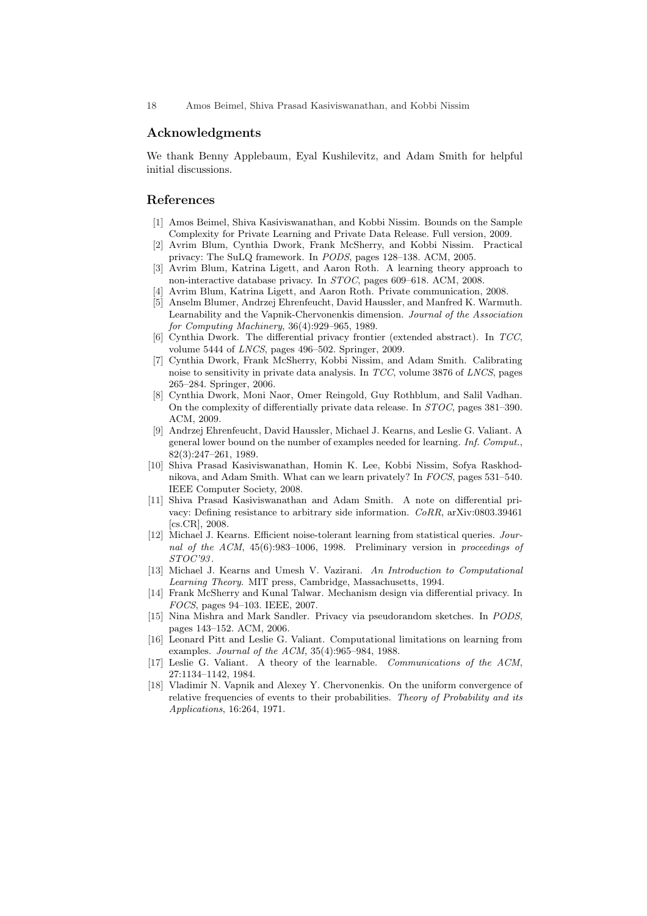## Acknowledgments

We thank Benny Applebaum, Eyal Kushilevitz, and Adam Smith for helpful initial discussions.

## References

1. Amos Beimel, Shiva Kasiviswanathan, and Kobbi Nissim. Bounds on the Sample Complexity for Private Learning and Private Data Release. Full version, 2009.
2. Avrim Blum, Cynthia Dwork, Frank McSherry, and Kobbi Nissim. Practical privacy: The SuLQ framework. In *PODS*, pages 128–138. ACM, 2005.
3. Avrim Blum, Katrina Ligett, and Aaron Roth. A learning theory approach to non-interactive database privacy. In *STOC*, pages 609–618. ACM, 2008.
4. Avrim Blum, Katrina Ligett, and Aaron Roth. Private communication, 2008.
5. Anselm Blumer, Andrzej Ehrenfeucht, David Haussler, and Manfred K. Warmuth. Learnability and the Vapnik-Chervonenkis dimension. *Journal of the Association for Computing Machinery*, 36(4):929–965, 1989.
6. Cynthia Dwork. The differential privacy frontier (extended abstract). In *TCC*, volume 5444 of *LNCS*, pages 496–502. Springer, 2009.
7. Cynthia Dwork, Frank McSherry, Kobbi Nissim, and Adam Smith. Calibrating noise to sensitivity in private data analysis. In *TCC*, volume 3876 of *LNCS*, pages 265–284. Springer, 2006.
8. Cynthia Dwork, Moni Naor, Omer Reingold, Guy Rothblum, and Salil Vadhan. On the complexity of differentially private data release. In *STOC*, pages 381–390. ACM, 2009.
9. Andrzej Ehrenfeucht, David Haussler, Michael J. Kearns, and Leslie G. Valiant. A general lower bound on the number of examples needed for learning. *Inf. Comput.*, 82(3):247–261, 1989.
10. Shiva Prasad Kasiviswanathan, Homin K. Lee, Kobbi Nissim, Sofya Raskhodnikova, and Adam Smith. What can we learn privately? In *FOCS*, pages 531–540. IEEE Computer Society, 2008.
11. Shiva Prasad Kasiviswanathan and Adam Smith. A note on differential privacy: Defining resistance to arbitrary side information. *CoRR*, arXiv:0803.39461 [cs.CR], 2008.
12. Michael J. Kearns. Efficient noise-tolerant learning from statistical queries. *Journal of the ACM*, 45(6):983–1006, 1998. Preliminary version in *proceedings of STOC'93*.
13. Michael J. Kearns and Umesh V. Vazirani. *An Introduction to Computational Learning Theory*. MIT press, Cambridge, Massachusetts, 1994.
14. Frank McSherry and Kunal Talwar. Mechanism design via differential privacy. In *FOCS*, pages 94–103. IEEE, 2007.
15. Nina Mishra and Mark Sandler. Privacy via pseudorandom sketches. In *PODS*, pages 143–152. ACM, 2006.
16. Leonard Pitt and Leslie G. Valiant. Computational limitations on learning from examples. *Journal of the ACM*, 35(4):965–984, 1988.
17. Leslie G. Valiant. A theory of the learnable. *Communications of the ACM*, 27:1134–1142, 1984.
18. Vladimir N. Vapnik and Alexey Y. Chervonenkis. On the uniform convergence of relative frequencies of events to their probabilities. *Theory of Probability and its Applications*, 16:264, 1971.